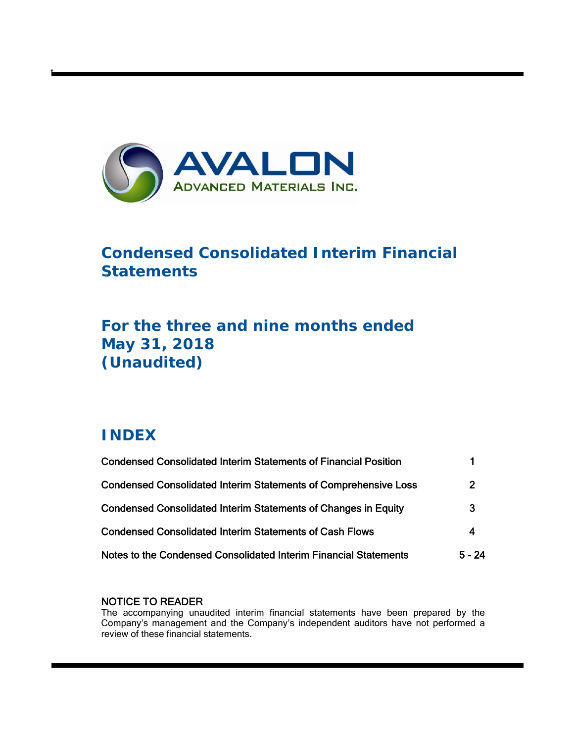AVALON
ADVANCED MATERIALS INC.

# Condensed Consolidated Interim Financial Statements

## For the three and nine months ended May 31, 2018 (Unaudited)

## INDEX

| | |
|---|---|
| Condensed Consolidated Interim Statements of Financial Position | 1 |
| Condensed Consolidated Interim Statements of Comprehensive Loss | 2 |
| Condensed Consolidated Interim Statements of Changes in Equity | 3 |
| Condensed Consolidated Interim Statements of Cash Flows | 4 |
| Notes to the Condensed Consolidated Interim Financial Statements | 5 - 24 |

NOTICE TO READER
The accompanying unaudited interim financial statements have been prepared by the Company's management and the Company's independent auditors have not performed a review of these financial statements.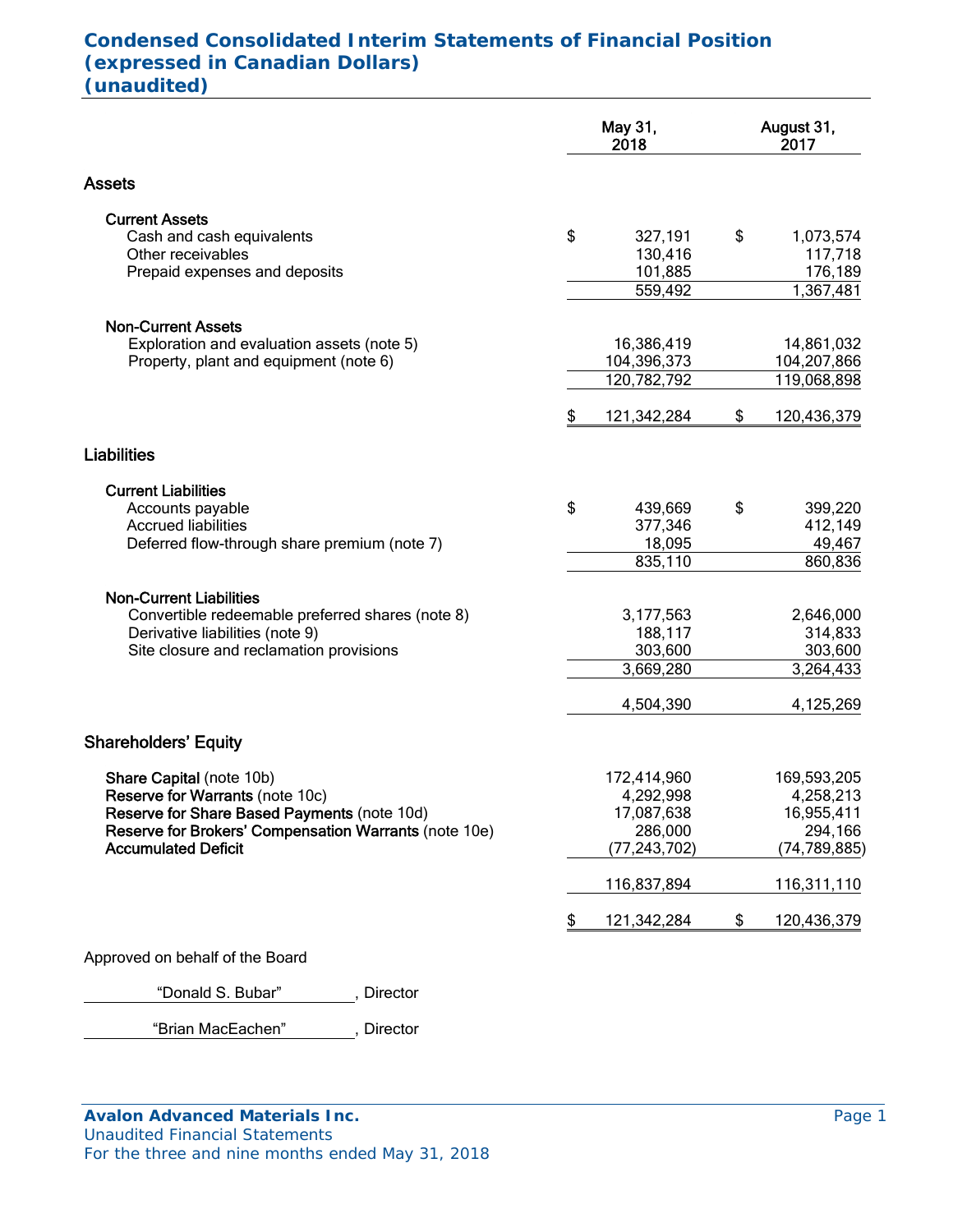# Condensed Consolidated Interim Statements of Financial Position
## (expressed in Canadian Dollars)
## (unaudited)

| | May 31, 2018 | August 31, 2017 |
|---|---|---|
| **Assets** | | |
| **Current Assets** | | |
| Cash and cash equivalents | $ 327,191 | $ 1,073,574 |
| Other receivables | 130,416 | 117,718 |
| Prepaid expenses and deposits | 101,885 | 176,189 |
| | 559,492 | 1,367,481 |
| **Non-Current Assets** | | |
| Exploration and evaluation assets (note 5) | 16,386,419 | 14,861,032 |
| Property, plant and equipment (note 6) | 104,396,373 | 104,207,866 |
| | 120,782,792 | 119,068,898 |
| | $ 121,342,284 | $ 120,436,379 |
| **Liabilities** | | |
| **Current Liabilities** | | |
| Accounts payable | $ 439,669 | $ 399,220 |
| Accrued liabilities | 377,346 | 412,149 |
| Deferred flow-through share premium (note 7) | 18,095 | 49,467 |
| | 835,110 | 860,836 |
| **Non-Current Liabilities** | | |
| Convertible redeemable preferred shares (note 8) | 3,177,563 | 2,646,000 |
| Derivative liabilities (note 9) | 188,117 | 314,833 |
| Site closure and reclamation provisions | 303,600 | 303,600 |
| | 3,669,280 | 3,264,433 |
| | 4,504,390 | 4,125,269 |
| **Shareholders' Equity** | | |
| **Share Capital** (note 10b) | 172,414,960 | 169,593,205 |
| **Reserve for Warrants** (note 10c) | 4,292,998 | 4,258,213 |
| **Reserve for Share Based Payments** (note 10d) | 17,087,638 | 16,955,411 |
| **Reserve for Brokers' Compensation Warrants** (note 10e) | 286,000 | 294,166 |
| **Accumulated Deficit** | (77,243,702) | (74,789,885) |
| | 116,837,894 | 116,311,110 |
| | $ 121,342,284 | $ 120,436,379 |

Approved on behalf of the Board

"Donald S. Bubar", Director

"Brian MacEachen", Director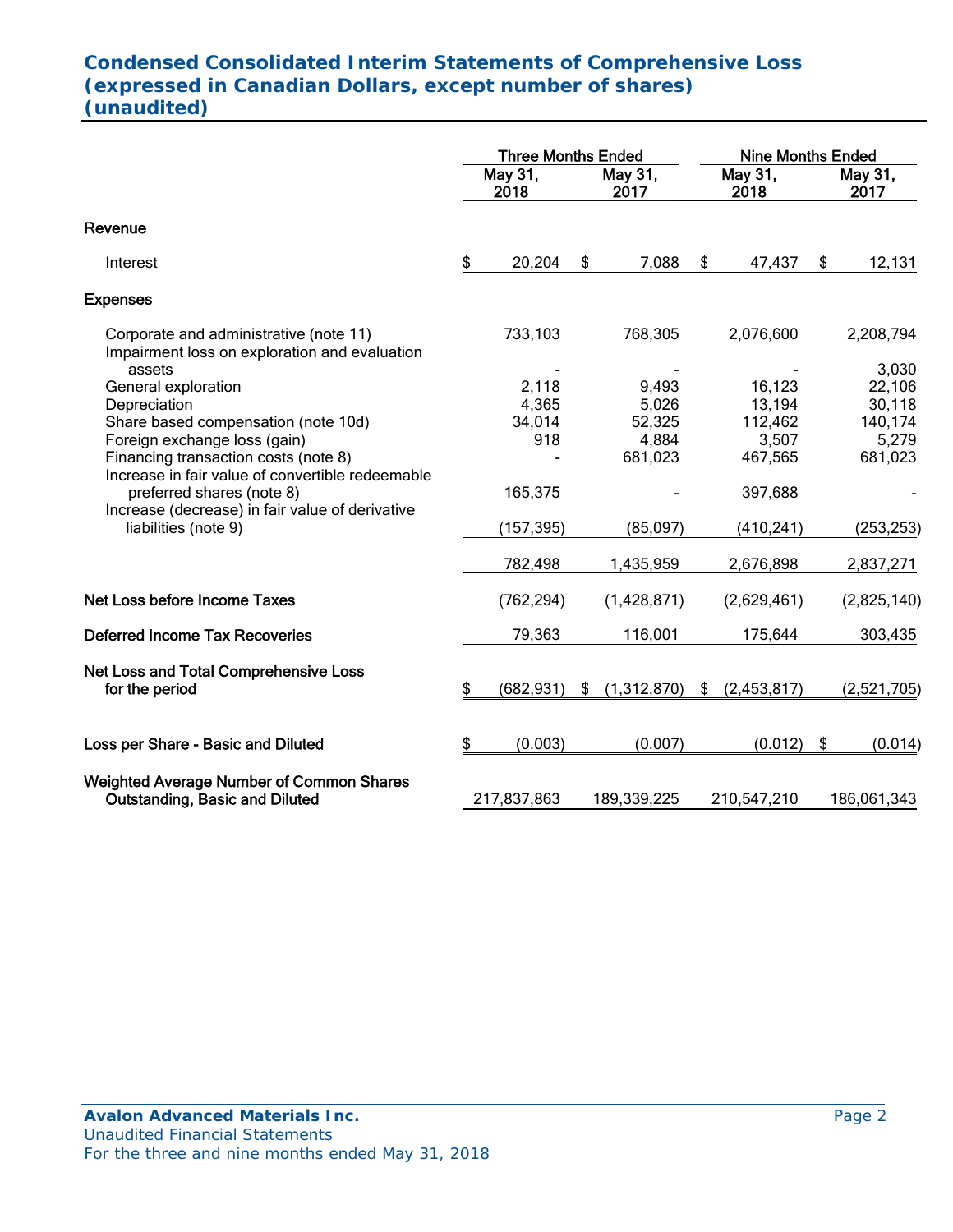## Condensed Consolidated Interim Statements of Comprehensive Loss
## (expressed in Canadian Dollars, except number of shares)
## (unaudited)

| | Three Months Ended | | Nine Months Ended | |
|---|---|---|---|---|
| | May 31, 2018 | May 31, 2017 | May 31, 2018 | May 31, 2017 |
| **Revenue** | | | | |
| Interest | $ 20,204 | $ 7,088 | $ 47,437 | $ 12,131 |
| **Expenses** | | | | |
| Corporate and administrative (note 11) | 733,103 | 768,305 | 2,076,600 | 2,208,794 |
| Impairment loss on exploration and evaluation assets | - | - | - | 3,030 |
| General exploration | 2,118 | 9,493 | 16,123 | 22,106 |
| Depreciation | 4,365 | 5,026 | 13,194 | 30,118 |
| Share based compensation (note 10d) | 34,014 | 52,325 | 112,462 | 140,174 |
| Foreign exchange loss (gain) | 918 | 4,884 | 3,507 | 5,279 |
| Financing transaction costs (note 8) | - | 681,023 | 467,565 | 681,023 |
| Increase in fair value of convertible redeemable preferred shares (note 8) | 165,375 | - | 397,688 | - |
| Increase (decrease) in fair value of derivative liabilities (note 9) | (157,395) | (85,097) | (410,241) | (253,253) |
| | 782,498 | 1,435,959 | 2,676,898 | 2,837,271 |
| **Net Loss before Income Taxes** | (762,294) | (1,428,871) | (2,629,461) | (2,825,140) |
| **Deferred Income Tax Recoveries** | 79,363 | 116,001 | 175,644 | 303,435 |
| **Net Loss and Total Comprehensive Loss for the period** | $ (682,931) | $ (1,312,870) | $ (2,453,817) | (2,521,705) |
| **Loss per Share - Basic and Diluted** | $ (0.003) | (0.007) | (0.012) | $ (0.014) |
| **Weighted Average Number of Common Shares Outstanding, Basic and Diluted** | 217,837,863 | 189,339,225 | 210,547,210 | 186,061,343 |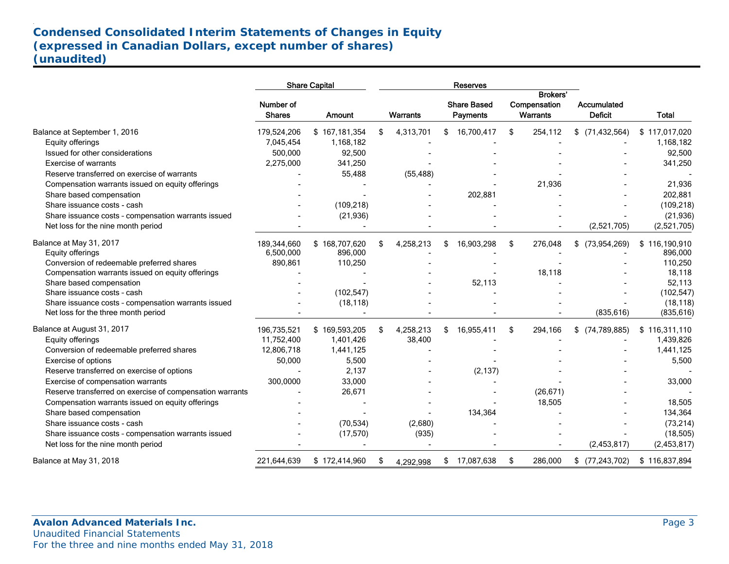## Condensed Consolidated Interim Statements of Changes in Equity
## (expressed in Canadian Dollars, except number of shares)
## (unaudited)

| | Share Capital | | Reserves | | | | |
|---|---|---|---|---|---|---|---|
| | Number of Shares | Amount | Warrants | Share Based Payments | Brokers' Compensation Warrants | Accumulated Deficit | Total |
| Balance at September 1, 2016 | 179,524,206 | $ 167,181,354 | $ 4,313,701 | $ 16,700,417 | $ 254,112 | $ (71,432,564) | $ 117,017,020 |
| Equity offerings | 7,045,454 | 1,168,182 | - | - | - | - | 1,168,182 |
| Issued for other considerations | 500,000 | 92,500 | - | - | - | - | 92,500 |
| Exercise of warrants | 2,275,000 | 341,250 | - | - | - | - | 341,250 |
| Reserve transferred on exercise of warrants | - | 55,488 | (55,488) | - | - | - | - |
| Compensation warrants issued on equity offerings | - | - | - | - | 21,936 | - | 21,936 |
| Share based compensation | - | - | - | 202,881 | - | - | 202,881 |
| Share issuance costs - cash | - | (109,218) | - | - | - | - | (109,218) |
| Share issuance costs - compensation warrants issued | - | (21,936) | - | - | - | - | (21,936) |
| Net loss for the nine month period | - | - | - | - | - | (2,521,705) | (2,521,705) |
| Balance at May 31, 2017 | 189,344,660 | $ 168,707,620 | $ 4,258,213 | $ 16,903,298 | $ 276,048 | $ (73,954,269) | $ 116,190,910 |
| Equity offerings | 6,500,000 | 896,000 | - | - | - | - | 896,000 |
| Conversion of redeemable preferred shares | 890,861 | 110,250 | - | - | - | - | 110,250 |
| Compensation warrants issued on equity offerings | - | - | - | - | 18,118 | - | 18,118 |
| Share based compensation | - | - | - | 52,113 | - | - | 52,113 |
| Share issuance costs - cash | - | (102,547) | - | - | - | - | (102,547) |
| Share issuance costs - compensation warrants issued | - | (18,118) | - | - | - | - | (18,118) |
| Net loss for the three month period | - | - | - | - | - | (835,616) | (835,616) |
| Balance at August 31, 2017 | 196,735,521 | $ 169,593,205 | $ 4,258,213 | $ 16,955,411 | $ 294,166 | $ (74,789,885) | $ 116,311,110 |
| Equity offerings | 11,752,400 | 1,401,426 | 38,400 | - | - | - | 1,439,826 |
| Conversion of redeemable preferred shares | 12,806,718 | 1,441,125 | - | - | - | - | 1,441,125 |
| Exercise of options | 50,000 | 5,500 | - | - | - | - | 5,500 |
| Reserve transferred on exercise of options | - | 2,137 | - | (2,137) | - | - | - |
| Exercise of compensation warrants | 300,0000 | 33,000 | - | - | - | - | 33,000 |
| Reserve transferred on exercise of compensation warrants | - | 26,671 | - | - | (26,671) | - | - |
| Compensation warrants issued on equity offerings | - | - | - | - | 18,505 | - | 18,505 |
| Share based compensation | - | - | - | 134,364 | - | - | 134,364 |
| Share issuance costs - cash | - | (70,534) | (2,680) | - | - | - | (73,214) |
| Share issuance costs - compensation warrants issued | - | (17,570) | (935) | - | - | - | (18,505) |
| Net loss for the nine month period | - | - | - | - | - | (2,453,817) | (2,453,817) |
| Balance at May 31, 2018 | 221,644,639 | $ 172,414,960 | $ 4,292,998 | $ 17,087,638 | $ 286,000 | $ (77,243,702) | $ 116,837,894 |

**Avalon Advanced Materials Inc.**
Unaudited Financial Statements
For the three and nine months ended May 31, 2018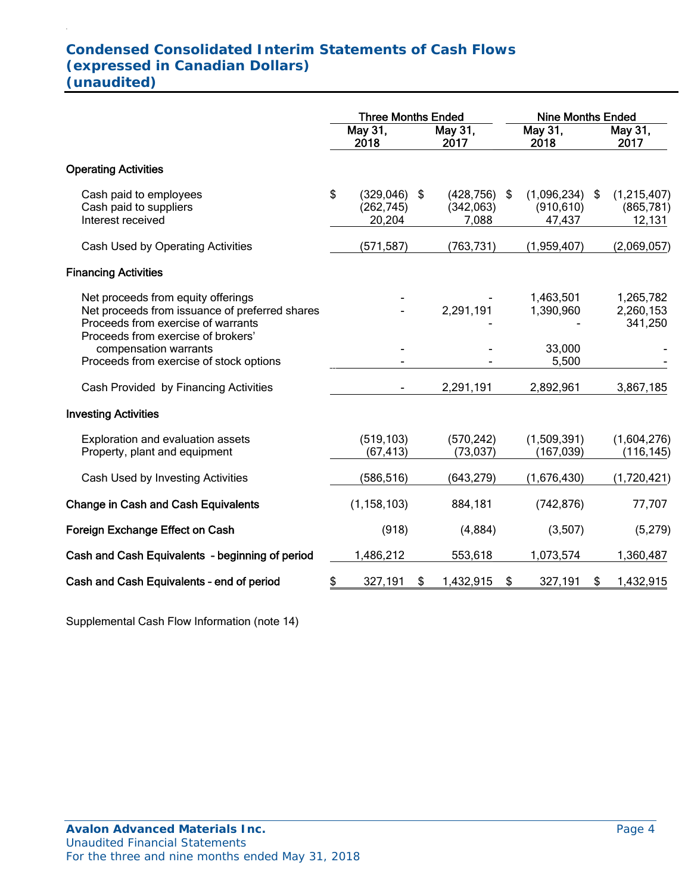# Condensed Consolidated Interim Statements of Cash Flows
## (expressed in Canadian Dollars)
## (unaudited)

| | Three Months Ended | | Nine Months Ended | |
|---|---|---|---|---|
| | May 31, 2018 | May 31, 2017 | May 31, 2018 | May 31, 2017 |
| **Operating Activities** | | | | |
| Cash paid to employees | $ (329,046) | $ (428,756) | $ (1,096,234) | $ (1,215,407) |
| Cash paid to suppliers | (262,745) | (342,063) | (910,610) | (865,781) |
| Interest received | 20,204 | 7,088 | 47,437 | 12,131 |
| Cash Used by Operating Activities | (571,587) | (763,731) | (1,959,407) | (2,069,057) |
| **Financing Activities** | | | | |
| Net proceeds from equity offerings | - | - | 1,463,501 | 1,265,782 |
| Net proceeds from issuance of preferred shares | - | 2,291,191 | 1,390,960 | 2,260,153 |
| Proceeds from exercise of warrants | | - | - | 341,250 |
| Proceeds from exercise of brokers' compensation warrants | - | - | 33,000 | - |
| Proceeds from exercise of stock options | - | - | 5,500 | - |
| Cash Provided by Financing Activities | - | 2,291,191 | 2,892,961 | 3,867,185 |
| **Investing Activities** | | | | |
| Exploration and evaluation assets | (519,103) | (570,242) | (1,509,391) | (1,604,276) |
| Property, plant and equipment | (67,413) | (73,037) | (167,039) | (116,145) |
| Cash Used by Investing Activities | (586,516) | (643,279) | (1,676,430) | (1,720,421) |
| **Change in Cash and Cash Equivalents** | (1,158,103) | 884,181 | (742,876) | 77,707 |
| **Foreign Exchange Effect on Cash** | (918) | (4,884) | (3,507) | (5,279) |
| **Cash and Cash Equivalents - beginning of period** | 1,486,212 | 553,618 | 1,073,574 | 1,360,487 |
| **Cash and Cash Equivalents – end of period** | $ 327,191 | $ 1,432,915 | $ 327,191 | $ 1,432,915 |

Supplemental Cash Flow Information (note 14)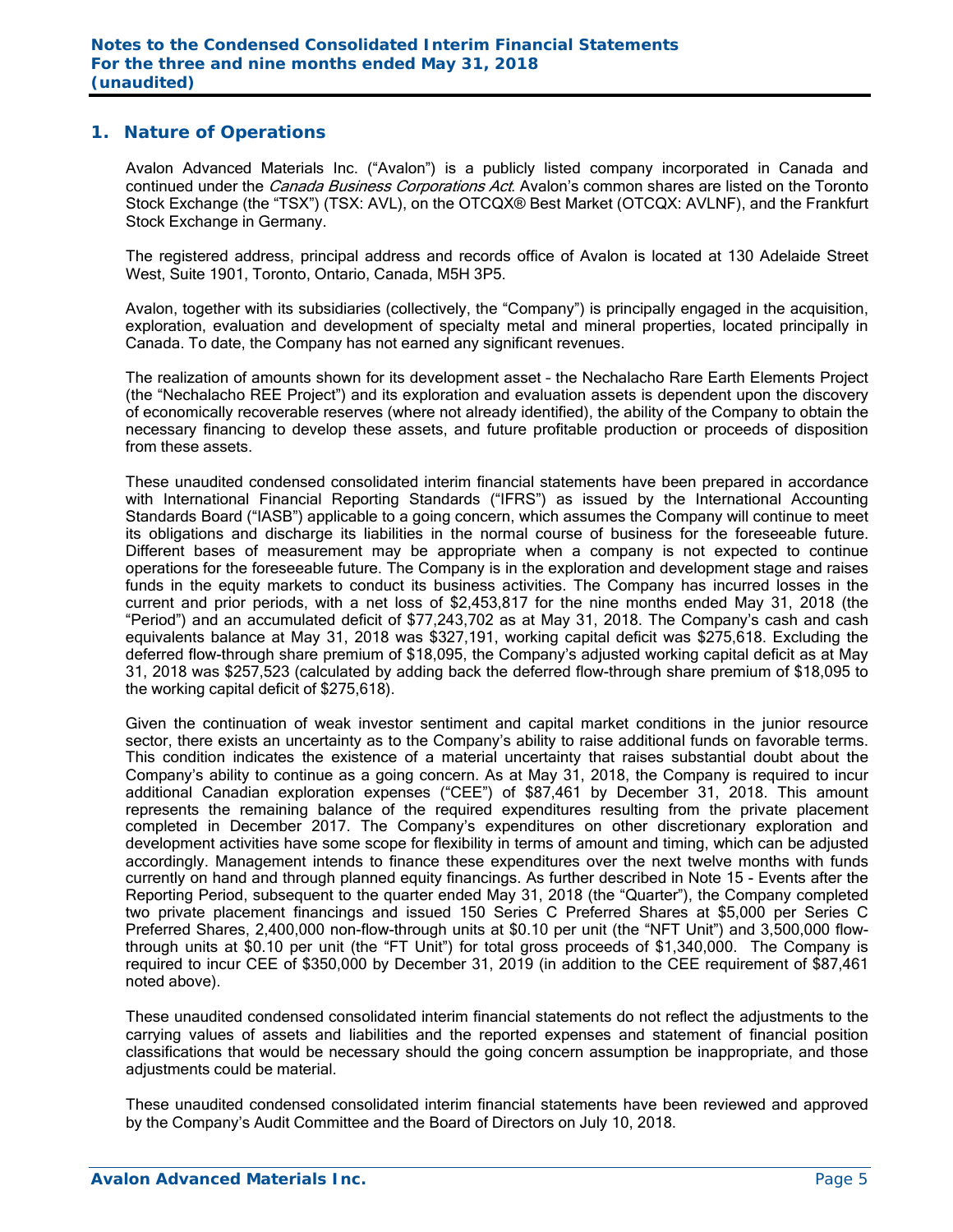## 1. Nature of Operations

Avalon Advanced Materials Inc. ("Avalon") is a publicly listed company incorporated in Canada and continued under the *Canada Business Corporations Act*. Avalon's common shares are listed on the Toronto Stock Exchange (the "TSX") (TSX: AVL), on the OTCQX® Best Market (OTCQX: AVLNF), and the Frankfurt Stock Exchange in Germany.

The registered address, principal address and records office of Avalon is located at 130 Adelaide Street West, Suite 1901, Toronto, Ontario, Canada, M5H 3P5.

Avalon, together with its subsidiaries (collectively, the "Company") is principally engaged in the acquisition, exploration, evaluation and development of specialty metal and mineral properties, located principally in Canada. To date, the Company has not earned any significant revenues.

The realization of amounts shown for its development asset – the Nechalacho Rare Earth Elements Project (the "Nechalacho REE Project") and its exploration and evaluation assets is dependent upon the discovery of economically recoverable reserves (where not already identified), the ability of the Company to obtain the necessary financing to develop these assets, and future profitable production or proceeds of disposition from these assets.

These unaudited condensed consolidated interim financial statements have been prepared in accordance with International Financial Reporting Standards ("IFRS") as issued by the International Accounting Standards Board ("IASB") applicable to a going concern, which assumes the Company will continue to meet its obligations and discharge its liabilities in the normal course of business for the foreseeable future. Different bases of measurement may be appropriate when a company is not expected to continue operations for the foreseeable future. The Company is in the exploration and development stage and raises funds in the equity markets to conduct its business activities. The Company has incurred losses in the current and prior periods, with a net loss of $2,453,817 for the nine months ended May 31, 2018 (the "Period") and an accumulated deficit of $77,243,702 as at May 31, 2018. The Company's cash and cash equivalents balance at May 31, 2018 was $327,191, working capital deficit was $275,618. Excluding the deferred flow-through share premium of $18,095, the Company's adjusted working capital deficit as at May 31, 2018 was $257,523 (calculated by adding back the deferred flow-through share premium of $18,095 to the working capital deficit of $275,618).

Given the continuation of weak investor sentiment and capital market conditions in the junior resource sector, there exists an uncertainty as to the Company's ability to raise additional funds on favorable terms. This condition indicates the existence of a material uncertainty that raises substantial doubt about the Company's ability to continue as a going concern. As at May 31, 2018, the Company is required to incur additional Canadian exploration expenses ("CEE") of $87,461 by December 31, 2018. This amount represents the remaining balance of the required expenditures resulting from the private placement completed in December 2017. The Company's expenditures on other discretionary exploration and development activities have some scope for flexibility in terms of amount and timing, which can be adjusted accordingly. Management intends to finance these expenditures over the next twelve months with funds currently on hand and through planned equity financings. As further described in Note 15 - Events after the Reporting Period, subsequent to the quarter ended May 31, 2018 (the "Quarter"), the Company completed two private placement financings and issued 150 Series C Preferred Shares at $5,000 per Series C Preferred Shares, 2,400,000 non-flow-through units at $0.10 per unit (the "NFT Unit") and 3,500,000 flow-through units at $0.10 per unit (the "FT Unit") for total gross proceeds of $1,340,000. The Company is required to incur CEE of $350,000 by December 31, 2019 (in addition to the CEE requirement of $87,461 noted above).

These unaudited condensed consolidated interim financial statements do not reflect the adjustments to the carrying values of assets and liabilities and the reported expenses and statement of financial position classifications that would be necessary should the going concern assumption be inappropriate, and those adjustments could be material.

These unaudited condensed consolidated interim financial statements have been reviewed and approved by the Company's Audit Committee and the Board of Directors on July 10, 2018.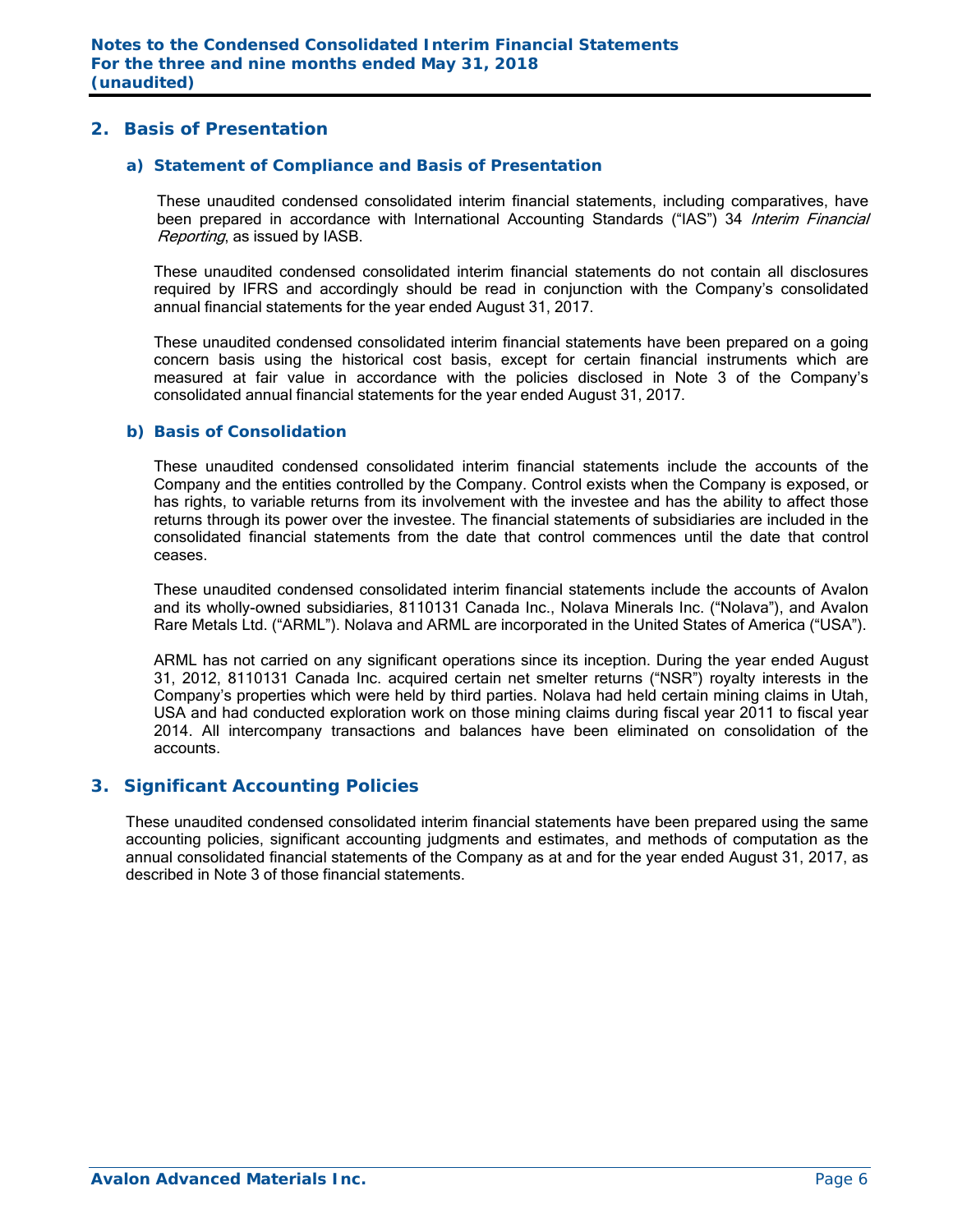## 2. Basis of Presentation

### a) Statement of Compliance and Basis of Presentation

These unaudited condensed consolidated interim financial statements, including comparatives, have been prepared in accordance with International Accounting Standards ("IAS") 34 *Interim Financial Reporting*, as issued by IASB.

These unaudited condensed consolidated interim financial statements do not contain all disclosures required by IFRS and accordingly should be read in conjunction with the Company's consolidated annual financial statements for the year ended August 31, 2017.

These unaudited condensed consolidated interim financial statements have been prepared on a going concern basis using the historical cost basis, except for certain financial instruments which are measured at fair value in accordance with the policies disclosed in Note 3 of the Company's consolidated annual financial statements for the year ended August 31, 2017.

### b) Basis of Consolidation

These unaudited condensed consolidated interim financial statements include the accounts of the Company and the entities controlled by the Company. Control exists when the Company is exposed, or has rights, to variable returns from its involvement with the investee and has the ability to affect those returns through its power over the investee. The financial statements of subsidiaries are included in the consolidated financial statements from the date that control commences until the date that control ceases.

These unaudited condensed consolidated interim financial statements include the accounts of Avalon and its wholly-owned subsidiaries, 8110131 Canada Inc., Nolava Minerals Inc. ("Nolava"), and Avalon Rare Metals Ltd. ("ARML"). Nolava and ARML are incorporated in the United States of America ("USA").

ARML has not carried on any significant operations since its inception. During the year ended August 31, 2012, 8110131 Canada Inc. acquired certain net smelter returns ("NSR") royalty interests in the Company's properties which were held by third parties. Nolava had held certain mining claims in Utah, USA and had conducted exploration work on those mining claims during fiscal year 2011 to fiscal year 2014. All intercompany transactions and balances have been eliminated on consolidation of the accounts.

## 3. Significant Accounting Policies

These unaudited condensed consolidated interim financial statements have been prepared using the same accounting policies, significant accounting judgments and estimates, and methods of computation as the annual consolidated financial statements of the Company as at and for the year ended August 31, 2017, as described in Note 3 of those financial statements.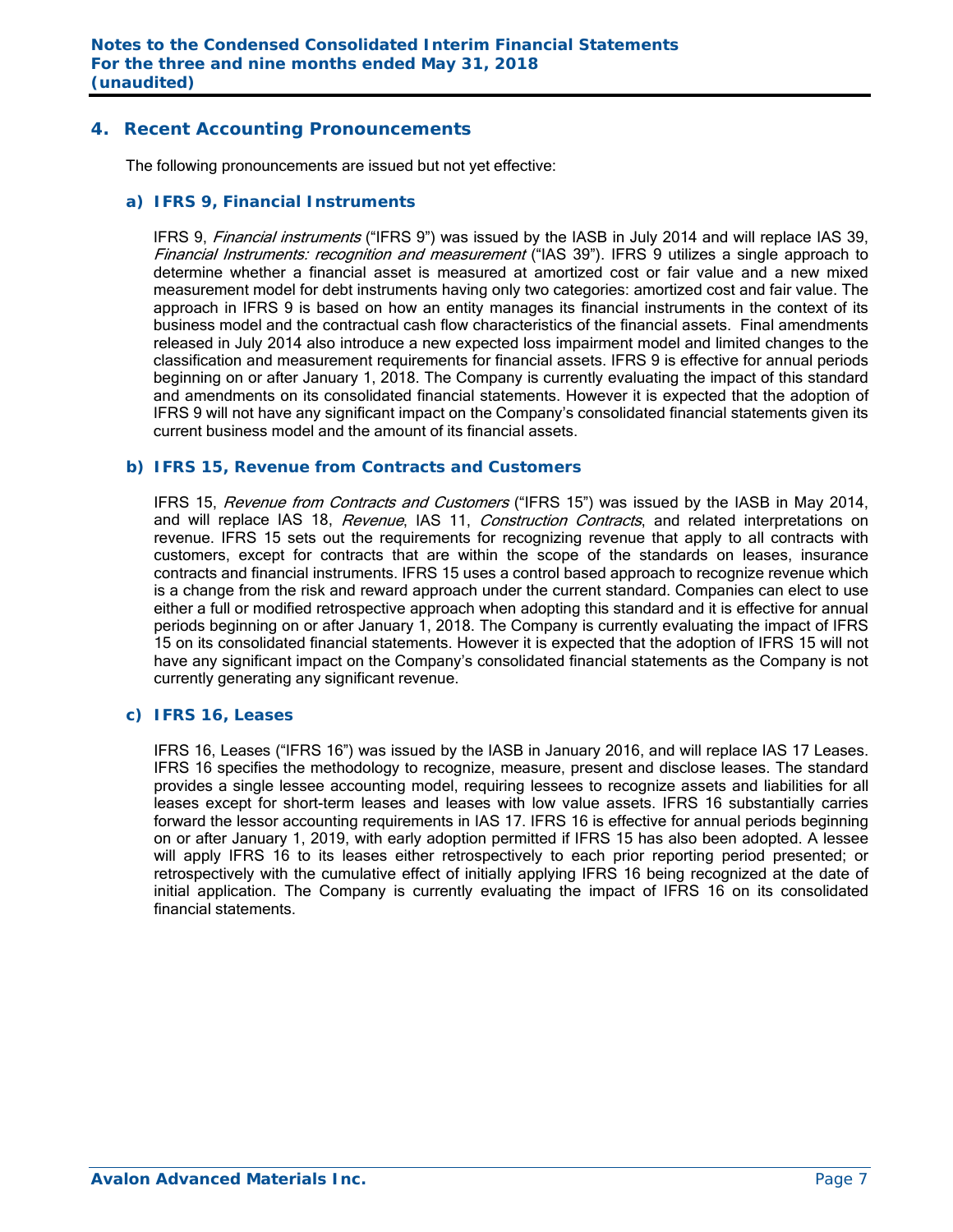## 4. Recent Accounting Pronouncements

The following pronouncements are issued but not yet effective:

### a) IFRS 9, Financial Instruments

IFRS 9, *Financial instruments* ("IFRS 9") was issued by the IASB in July 2014 and will replace IAS 39, *Financial Instruments: recognition and measurement* ("IAS 39"). IFRS 9 utilizes a single approach to determine whether a financial asset is measured at amortized cost or fair value and a new mixed measurement model for debt instruments having only two categories: amortized cost and fair value. The approach in IFRS 9 is based on how an entity manages its financial instruments in the context of its business model and the contractual cash flow characteristics of the financial assets. Final amendments released in July 2014 also introduce a new expected loss impairment model and limited changes to the classification and measurement requirements for financial assets. IFRS 9 is effective for annual periods beginning on or after January 1, 2018. The Company is currently evaluating the impact of this standard and amendments on its consolidated financial statements. However it is expected that the adoption of IFRS 9 will not have any significant impact on the Company's consolidated financial statements given its current business model and the amount of its financial assets.

### b) IFRS 15, Revenue from Contracts and Customers

IFRS 15, *Revenue from Contracts and Customers* ("IFRS 15") was issued by the IASB in May 2014, and will replace IAS 18, *Revenue*, IAS 11, *Construction Contracts*, and related interpretations on revenue. IFRS 15 sets out the requirements for recognizing revenue that apply to all contracts with customers, except for contracts that are within the scope of the standards on leases, insurance contracts and financial instruments. IFRS 15 uses a control based approach to recognize revenue which is a change from the risk and reward approach under the current standard. Companies can elect to use either a full or modified retrospective approach when adopting this standard and it is effective for annual periods beginning on or after January 1, 2018. The Company is currently evaluating the impact of IFRS 15 on its consolidated financial statements. However it is expected that the adoption of IFRS 15 will not have any significant impact on the Company's consolidated financial statements as the Company is not currently generating any significant revenue.

### c) IFRS 16, Leases

IFRS 16, Leases ("IFRS 16") was issued by the IASB in January 2016, and will replace IAS 17 Leases. IFRS 16 specifies the methodology to recognize, measure, present and disclose leases. The standard provides a single lessee accounting model, requiring lessees to recognize assets and liabilities for all leases except for short-term leases and leases with low value assets. IFRS 16 substantially carries forward the lessor accounting requirements in IAS 17. IFRS 16 is effective for annual periods beginning on or after January 1, 2019, with early adoption permitted if IFRS 15 has also been adopted. A lessee will apply IFRS 16 to its leases either retrospectively to each prior reporting period presented; or retrospectively with the cumulative effect of initially applying IFRS 16 being recognized at the date of initial application. The Company is currently evaluating the impact of IFRS 16 on its consolidated financial statements.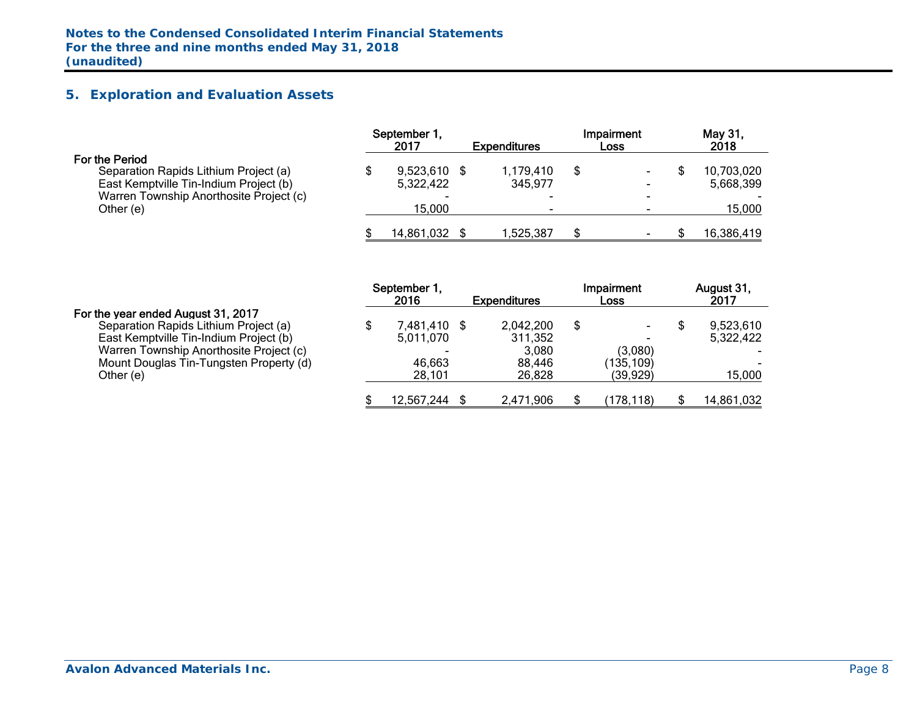## 5. Exploration and Evaluation Assets

| | September 1, 2017 | Expenditures | Impairment Loss | May 31, 2018 |
|---|---|---|---|---|
| **For the Period** | | | | |
| Separation Rapids Lithium Project (a) | $ 9,523,610 | $ 1,179,410 | $ - | $ 10,703,020 |
| East Kemptville Tin-Indium Project (b) | 5,322,422 | 345,977 | - | 5,668,399 |
| Warren Township Anorthosite Project (c) | - | - | - | - |
| Other (e) | 15,000 | - | - | 15,000 |
| | $ 14,861,032 | $ 1,525,387 | $ - | $ 16,386,419 |

| | September 1, 2016 | Expenditures | Impairment Loss | August 31, 2017 |
|---|---|---|---|---|
| **For the year ended August 31, 2017** | | | | |
| Separation Rapids Lithium Project (a) | $ 7,481,410 | $ 2,042,200 | $ - | $ 9,523,610 |
| East Kemptville Tin-Indium Project (b) | 5,011,070 | 311,352 | - | 5,322,422 |
| Warren Township Anorthosite Project (c) | - | 3,080 | (3,080) | - |
| Mount Douglas Tin-Tungsten Property (d) | 46,663 | 88,446 | (135,109) | - |
| Other (e) | 28,101 | 26,828 | (39,929) | 15,000 |
| | $ 12,567,244 | $ 2,471,906 | $ (178,118) | $ 14,861,032 |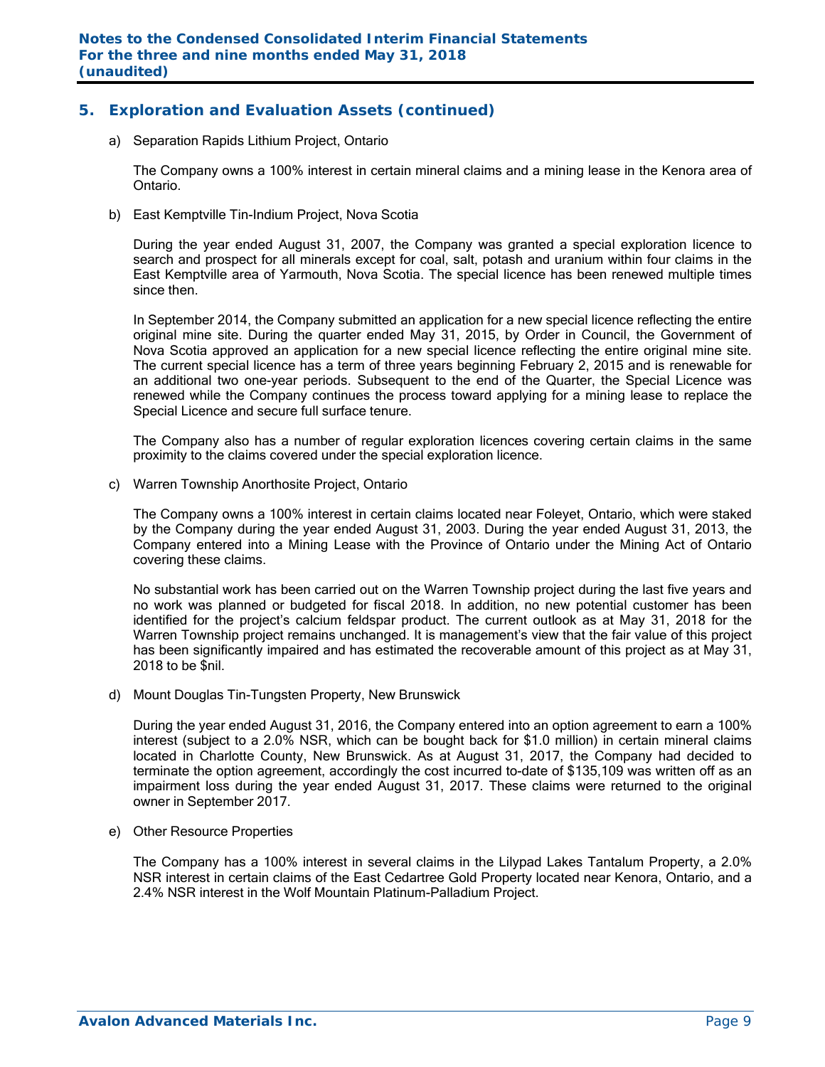## 5. Exploration and Evaluation Assets (continued)

a) Separation Rapids Lithium Project, Ontario

The Company owns a 100% interest in certain mineral claims and a mining lease in the Kenora area of Ontario.

b) East Kemptville Tin-Indium Project, Nova Scotia

During the year ended August 31, 2007, the Company was granted a special exploration licence to search and prospect for all minerals except for coal, salt, potash and uranium within four claims in the East Kemptville area of Yarmouth, Nova Scotia. The special licence has been renewed multiple times since then.

In September 2014, the Company submitted an application for a new special licence reflecting the entire original mine site. During the quarter ended May 31, 2015, by Order in Council, the Government of Nova Scotia approved an application for a new special licence reflecting the entire original mine site. The current special licence has a term of three years beginning February 2, 2015 and is renewable for an additional two one-year periods. Subsequent to the end of the Quarter, the Special Licence was renewed while the Company continues the process toward applying for a mining lease to replace the Special Licence and secure full surface tenure.

The Company also has a number of regular exploration licences covering certain claims in the same proximity to the claims covered under the special exploration licence.

c) Warren Township Anorthosite Project, Ontario

The Company owns a 100% interest in certain claims located near Foleyet, Ontario, which were staked by the Company during the year ended August 31, 2003. During the year ended August 31, 2013, the Company entered into a Mining Lease with the Province of Ontario under the Mining Act of Ontario covering these claims.

No substantial work has been carried out on the Warren Township project during the last five years and no work was planned or budgeted for fiscal 2018. In addition, no new potential customer has been identified for the project's calcium feldspar product. The current outlook as at May 31, 2018 for the Warren Township project remains unchanged. It is management's view that the fair value of this project has been significantly impaired and has estimated the recoverable amount of this project as at May 31, 2018 to be $nil.

d) Mount Douglas Tin-Tungsten Property, New Brunswick

During the year ended August 31, 2016, the Company entered into an option agreement to earn a 100% interest (subject to a 2.0% NSR, which can be bought back for $1.0 million) in certain mineral claims located in Charlotte County, New Brunswick. As at August 31, 2017, the Company had decided to terminate the option agreement, accordingly the cost incurred to-date of $135,109 was written off as an impairment loss during the year ended August 31, 2017. These claims were returned to the original owner in September 2017.

e) Other Resource Properties

The Company has a 100% interest in several claims in the Lilypad Lakes Tantalum Property, a 2.0% NSR interest in certain claims of the East Cedartree Gold Property located near Kenora, Ontario, and a 2.4% NSR interest in the Wolf Mountain Platinum-Palladium Project.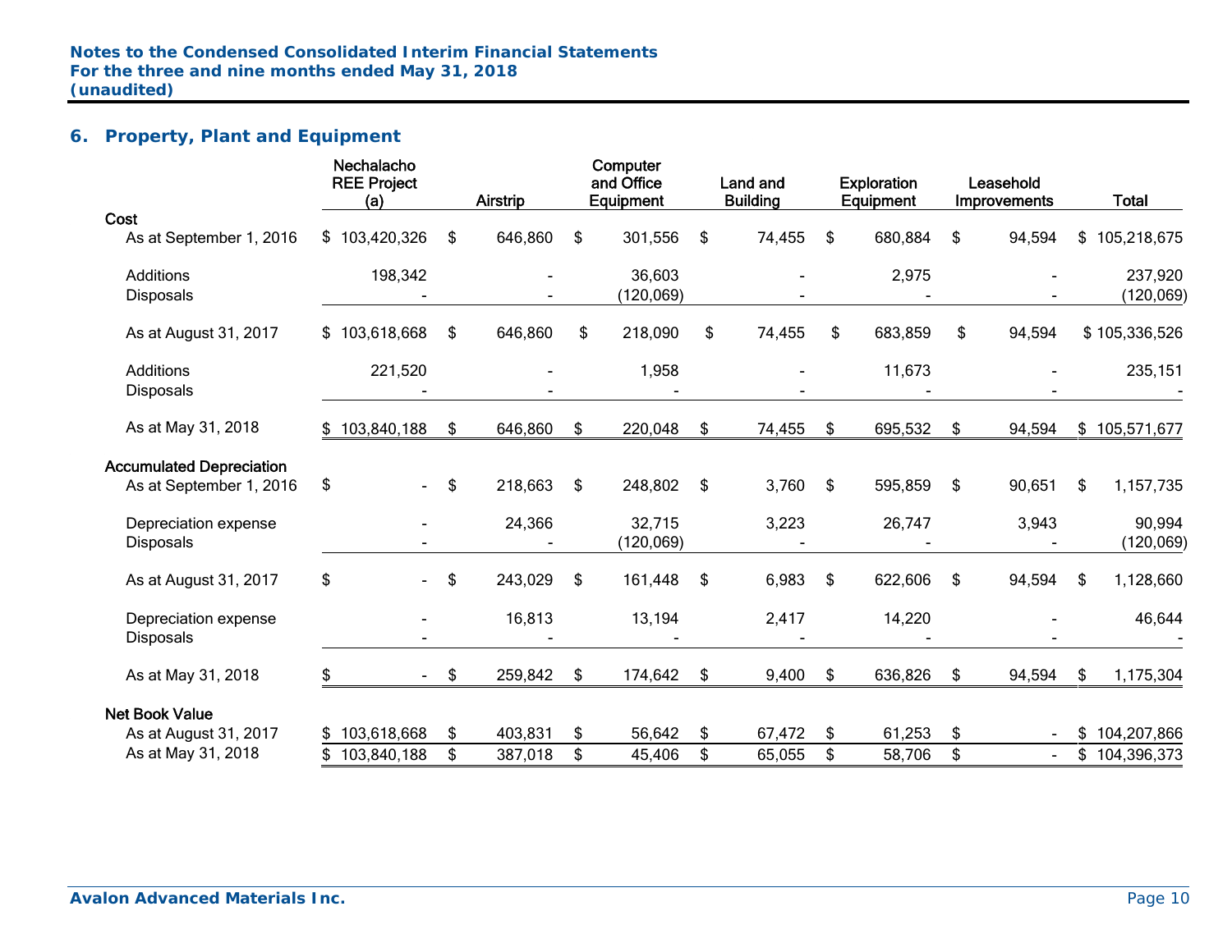## 6. Property, Plant and Equipment

| | Nechalacho REE Project (a) | Airstrip | Computer and Office Equipment | Land and Building | Exploration Equipment | Leasehold Improvements | Total |
|---|---|---|---|---|---|---|---|
| **Cost** | | | | | | | |
| As at September 1, 2016 | $ 103,420,326 | $ 646,860 | $ 301,556 | $ 74,455 | $ 680,884 | $ 94,594 | $ 105,218,675 |
| Additions | 198,342 | - | 36,603 | - | 2,975 | - | 237,920 |
| Disposals | - | - | (120,069) | - | - | - | (120,069) |
| As at August 31, 2017 | $ 103,618,668 | $ 646,860 | $ 218,090 | $ 74,455 | $ 683,859 | $ 94,594 | $ 105,336,526 |
| Additions | 221,520 | - | 1,958 | - | 11,673 | - | 235,151 |
| Disposals | - | - | - | - | - | - | - |
| As at May 31, 2018 | $ 103,840,188 | $ 646,860 | $ 220,048 | $ 74,455 | $ 695,532 | $ 94,594 | $ 105,571,677 |
| **Accumulated Depreciation** | | | | | | | |
| As at September 1, 2016 | $ - | $ 218,663 | $ 248,802 | $ 3,760 | $ 595,859 | $ 90,651 | $ 1,157,735 |
| Depreciation expense | - | 24,366 | 32,715 | 3,223 | 26,747 | 3,943 | 90,994 |
| Disposals | - | - | (120,069) | - | - | - | (120,069) |
| As at August 31, 2017 | $ - | $ 243,029 | $ 161,448 | $ 6,983 | $ 622,606 | $ 94,594 | $ 1,128,660 |
| Depreciation expense | - | 16,813 | 13,194 | 2,417 | 14,220 | - | 46,644 |
| Disposals | - | - | - | - | - | - | - |
| As at May 31, 2018 | $ - | $ 259,842 | $ 174,642 | $ 9,400 | $ 636,826 | $ 94,594 | $ 1,175,304 |
| **Net Book Value** | | | | | | | |
| As at August 31, 2017 | $ 103,618,668 | $ 403,831 | $ 56,642 | $ 67,472 | $ 61,253 | $ - | $ 104,207,866 |
| As at May 31, 2018 | $ 103,840,188 | $ 387,018 | $ 45,406 | $ 65,055 | $ 58,706 | $ - | $ 104,396,373 |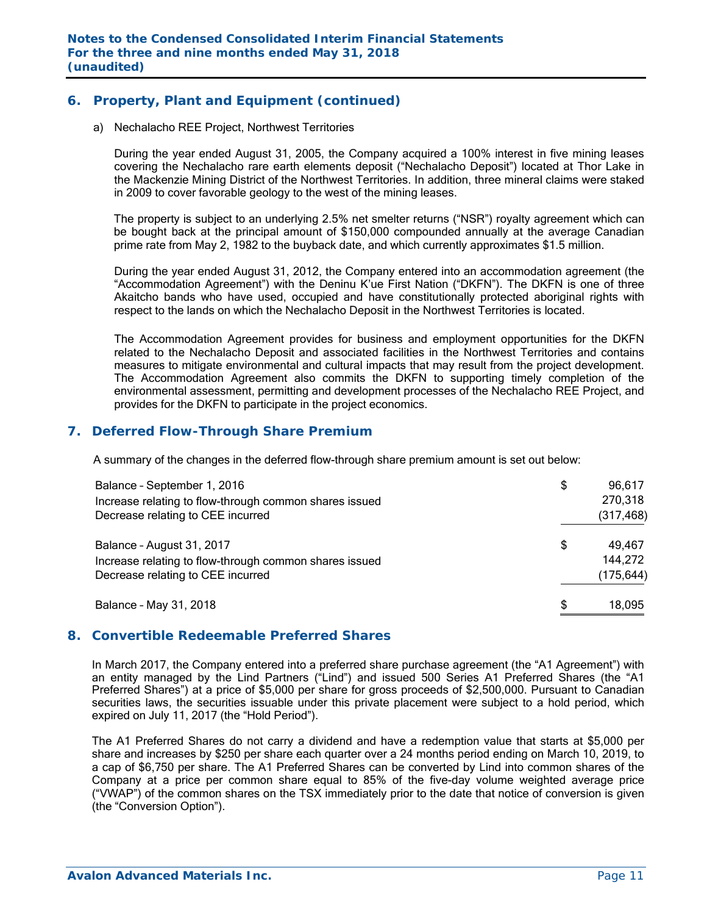## 6. Property, Plant and Equipment (continued)

a) Nechalacho REE Project, Northwest Territories

During the year ended August 31, 2005, the Company acquired a 100% interest in five mining leases covering the Nechalacho rare earth elements deposit ("Nechalacho Deposit") located at Thor Lake in the Mackenzie Mining District of the Northwest Territories. In addition, three mineral claims were staked in 2009 to cover favorable geology to the west of the mining leases.

The property is subject to an underlying 2.5% net smelter returns ("NSR") royalty agreement which can be bought back at the principal amount of $150,000 compounded annually at the average Canadian prime rate from May 2, 1982 to the buyback date, and which currently approximates $1.5 million.

During the year ended August 31, 2012, the Company entered into an accommodation agreement (the "Accommodation Agreement") with the Deninu K'ue First Nation ("DKFN"). The DKFN is one of three Akaitcho bands who have used, occupied and have constitutionally protected aboriginal rights with respect to the lands on which the Nechalacho Deposit in the Northwest Territories is located.

The Accommodation Agreement provides for business and employment opportunities for the DKFN related to the Nechalacho Deposit and associated facilities in the Northwest Territories and contains measures to mitigate environmental and cultural impacts that may result from the project development. The Accommodation Agreement also commits the DKFN to supporting timely completion of the environmental assessment, permitting and development processes of the Nechalacho REE Project, and provides for the DKFN to participate in the project economics.

## 7. Deferred Flow-Through Share Premium

A summary of the changes in the deferred flow-through share premium amount is set out below:

| | | |
|---|---|---|
| Balance – September 1, 2016 | $ | 96,617 |
| Increase relating to flow-through common shares issued | | 270,318 |
| Decrease relating to CEE incurred | | (317,468) |
| Balance – August 31, 2017 | $ | 49,467 |
| Increase relating to flow-through common shares issued | | 144,272 |
| Decrease relating to CEE incurred | | (175,644) |
| Balance – May 31, 2018 | $ | 18,095 |

## 8. Convertible Redeemable Preferred Shares

In March 2017, the Company entered into a preferred share purchase agreement (the "A1 Agreement") with an entity managed by the Lind Partners ("Lind") and issued 500 Series A1 Preferred Shares (the "A1 Preferred Shares") at a price of $5,000 per share for gross proceeds of $2,500,000. Pursuant to Canadian securities laws, the securities issuable under this private placement were subject to a hold period, which expired on July 11, 2017 (the "Hold Period").

The A1 Preferred Shares do not carry a dividend and have a redemption value that starts at $5,000 per share and increases by $250 per share each quarter over a 24 months period ending on March 10, 2019, to a cap of $6,750 per share. The A1 Preferred Shares can be converted by Lind into common shares of the Company at a price per common share equal to 85% of the five-day volume weighted average price ("VWAP") of the common shares on the TSX immediately prior to the date that notice of conversion is given (the "Conversion Option").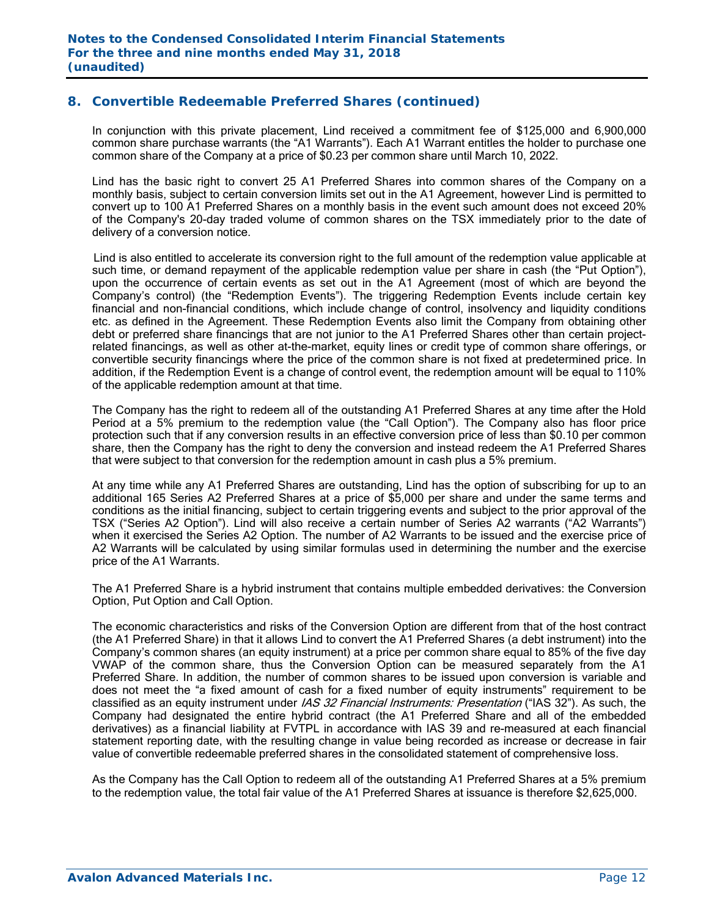## 8. Convertible Redeemable Preferred Shares (continued)

In conjunction with this private placement, Lind received a commitment fee of $125,000 and 6,900,000 common share purchase warrants (the "A1 Warrants"). Each A1 Warrant entitles the holder to purchase one common share of the Company at a price of $0.23 per common share until March 10, 2022.

Lind has the basic right to convert 25 A1 Preferred Shares into common shares of the Company on a monthly basis, subject to certain conversion limits set out in the A1 Agreement, however Lind is permitted to convert up to 100 A1 Preferred Shares on a monthly basis in the event such amount does not exceed 20% of the Company's 20-day traded volume of common shares on the TSX immediately prior to the date of delivery of a conversion notice.

Lind is also entitled to accelerate its conversion right to the full amount of the redemption value applicable at such time, or demand repayment of the applicable redemption value per share in cash (the "Put Option"), upon the occurrence of certain events as set out in the A1 Agreement (most of which are beyond the Company's control) (the "Redemption Events"). The triggering Redemption Events include certain key financial and non-financial conditions, which include change of control, insolvency and liquidity conditions etc. as defined in the Agreement. These Redemption Events also limit the Company from obtaining other debt or preferred share financings that are not junior to the A1 Preferred Shares other than certain project-related financings, as well as other at-the-market, equity lines or credit type of common share offerings, or convertible security financings where the price of the common share is not fixed at predetermined price. In addition, if the Redemption Event is a change of control event, the redemption amount will be equal to 110% of the applicable redemption amount at that time.

The Company has the right to redeem all of the outstanding A1 Preferred Shares at any time after the Hold Period at a 5% premium to the redemption value (the "Call Option"). The Company also has floor price protection such that if any conversion results in an effective conversion price of less than $0.10 per common share, then the Company has the right to deny the conversion and instead redeem the A1 Preferred Shares that were subject to that conversion for the redemption amount in cash plus a 5% premium.

At any time while any A1 Preferred Shares are outstanding, Lind has the option of subscribing for up to an additional 165 Series A2 Preferred Shares at a price of $5,000 per share and under the same terms and conditions as the initial financing, subject to certain triggering events and subject to the prior approval of the TSX ("Series A2 Option"). Lind will also receive a certain number of Series A2 warrants ("A2 Warrants") when it exercised the Series A2 Option. The number of A2 Warrants to be issued and the exercise price of A2 Warrants will be calculated by using similar formulas used in determining the number and the exercise price of the A1 Warrants.

The A1 Preferred Share is a hybrid instrument that contains multiple embedded derivatives: the Conversion Option, Put Option and Call Option.

The economic characteristics and risks of the Conversion Option are different from that of the host contract (the A1 Preferred Share) in that it allows Lind to convert the A1 Preferred Shares (a debt instrument) into the Company's common shares (an equity instrument) at a price per common share equal to 85% of the five day VWAP of the common share, thus the Conversion Option can be measured separately from the A1 Preferred Share. In addition, the number of common shares to be issued upon conversion is variable and does not meet the "a fixed amount of cash for a fixed number of equity instruments" requirement to be classified as an equity instrument under *IAS 32 Financial Instruments: Presentation* ("IAS 32"). As such, the Company had designated the entire hybrid contract (the A1 Preferred Share and all of the embedded derivatives) as a financial liability at FVTPL in accordance with IAS 39 and re-measured at each financial statement reporting date, with the resulting change in value being recorded as increase or decrease in fair value of convertible redeemable preferred shares in the consolidated statement of comprehensive loss.

As the Company has the Call Option to redeem all of the outstanding A1 Preferred Shares at a 5% premium to the redemption value, the total fair value of the A1 Preferred Shares at issuance is therefore $2,625,000.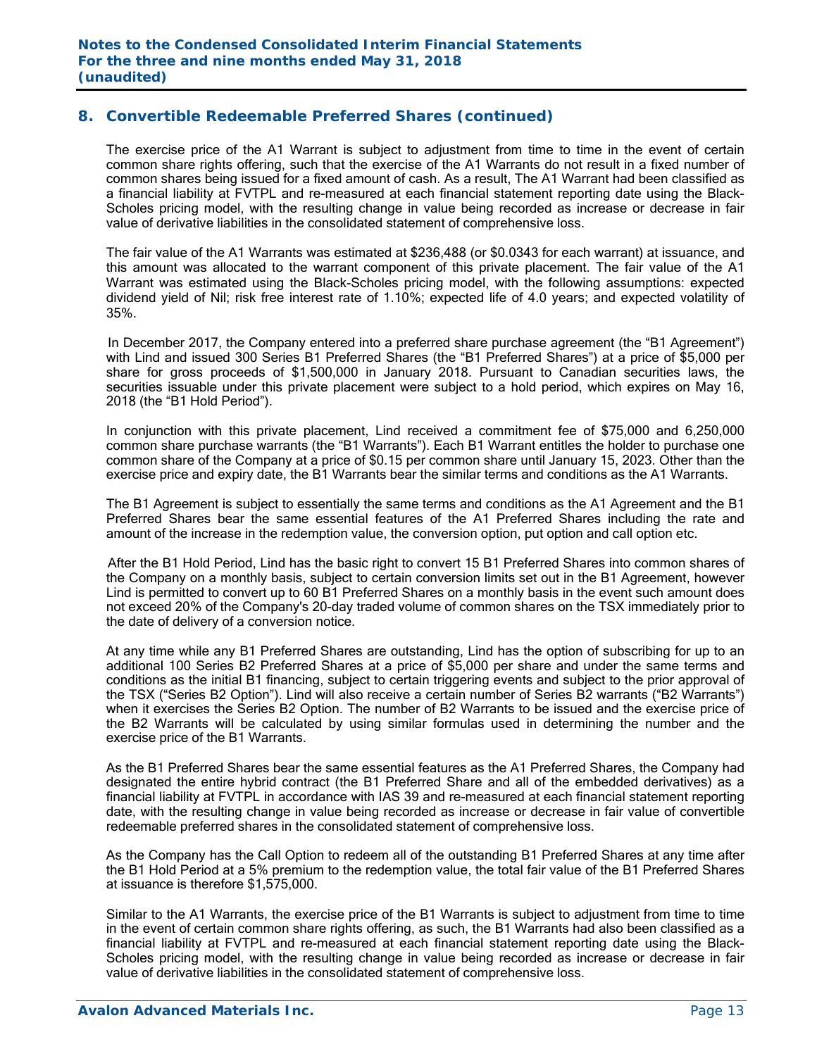## 8. Convertible Redeemable Preferred Shares (continued)

The exercise price of the A1 Warrant is subject to adjustment from time to time in the event of certain common share rights offering, such that the exercise of the A1 Warrants do not result in a fixed number of common shares being issued for a fixed amount of cash. As a result, The A1 Warrant had been classified as a financial liability at FVTPL and re-measured at each financial statement reporting date using the Black-Scholes pricing model, with the resulting change in value being recorded as increase or decrease in fair value of derivative liabilities in the consolidated statement of comprehensive loss.

The fair value of the A1 Warrants was estimated at $236,488 (or $0.0343 for each warrant) at issuance, and this amount was allocated to the warrant component of this private placement. The fair value of the A1 Warrant was estimated using the Black-Scholes pricing model, with the following assumptions: expected dividend yield of Nil; risk free interest rate of 1.10%; expected life of 4.0 years; and expected volatility of 35%.

In December 2017, the Company entered into a preferred share purchase agreement (the "B1 Agreement") with Lind and issued 300 Series B1 Preferred Shares (the "B1 Preferred Shares") at a price of $5,000 per share for gross proceeds of $1,500,000 in January 2018. Pursuant to Canadian securities laws, the securities issuable under this private placement were subject to a hold period, which expires on May 16, 2018 (the "B1 Hold Period").

In conjunction with this private placement, Lind received a commitment fee of $75,000 and 6,250,000 common share purchase warrants (the "B1 Warrants"). Each B1 Warrant entitles the holder to purchase one common share of the Company at a price of $0.15 per common share until January 15, 2023. Other than the exercise price and expiry date, the B1 Warrants bear the similar terms and conditions as the A1 Warrants.

The B1 Agreement is subject to essentially the same terms and conditions as the A1 Agreement and the B1 Preferred Shares bear the same essential features of the A1 Preferred Shares including the rate and amount of the increase in the redemption value, the conversion option, put option and call option etc.

After the B1 Hold Period, Lind has the basic right to convert 15 B1 Preferred Shares into common shares of the Company on a monthly basis, subject to certain conversion limits set out in the B1 Agreement, however Lind is permitted to convert up to 60 B1 Preferred Shares on a monthly basis in the event such amount does not exceed 20% of the Company's 20-day traded volume of common shares on the TSX immediately prior to the date of delivery of a conversion notice.

At any time while any B1 Preferred Shares are outstanding, Lind has the option of subscribing for up to an additional 100 Series B2 Preferred Shares at a price of $5,000 per share and under the same terms and conditions as the initial B1 financing, subject to certain triggering events and subject to the prior approval of the TSX ("Series B2 Option"). Lind will also receive a certain number of Series B2 warrants ("B2 Warrants") when it exercises the Series B2 Option. The number of B2 Warrants to be issued and the exercise price of the B2 Warrants will be calculated by using similar formulas used in determining the number and the exercise price of the B1 Warrants.

As the B1 Preferred Shares bear the same essential features as the A1 Preferred Shares, the Company had designated the entire hybrid contract (the B1 Preferred Share and all of the embedded derivatives) as a financial liability at FVTPL in accordance with IAS 39 and re-measured at each financial statement reporting date, with the resulting change in value being recorded as increase or decrease in fair value of convertible redeemable preferred shares in the consolidated statement of comprehensive loss.

As the Company has the Call Option to redeem all of the outstanding B1 Preferred Shares at any time after the B1 Hold Period at a 5% premium to the redemption value, the total fair value of the B1 Preferred Shares at issuance is therefore $1,575,000.

Similar to the A1 Warrants, the exercise price of the B1 Warrants is subject to adjustment from time to time in the event of certain common share rights offering, as such, the B1 Warrants had also been classified as a financial liability at FVTPL and re-measured at each financial statement reporting date using the Black-Scholes pricing model, with the resulting change in value being recorded as increase or decrease in fair value of derivative liabilities in the consolidated statement of comprehensive loss.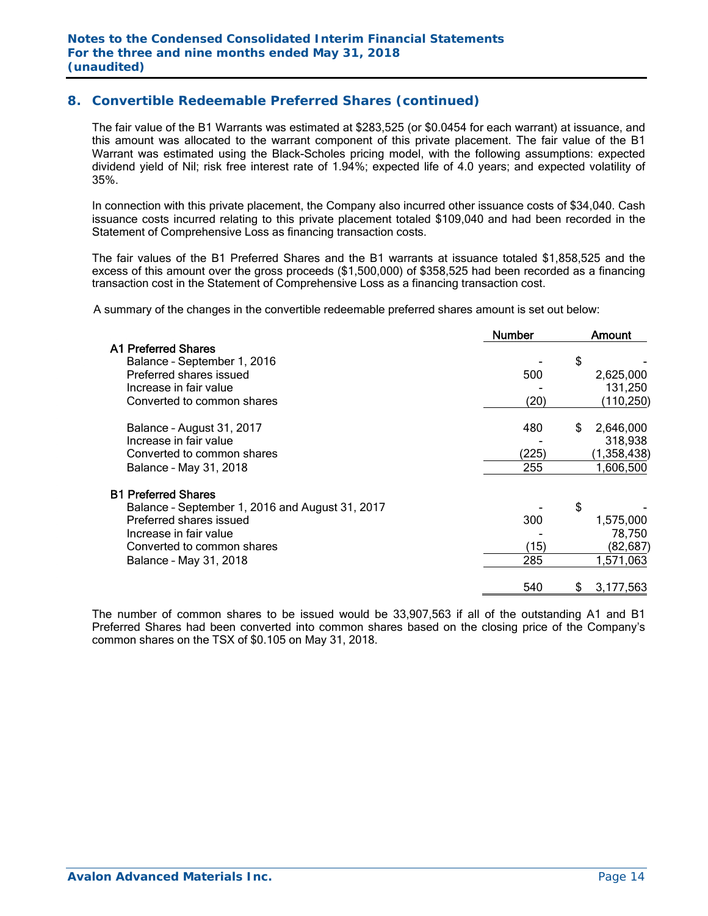## 8. Convertible Redeemable Preferred Shares (continued)

The fair value of the B1 Warrants was estimated at $283,525 (or $0.0454 for each warrant) at issuance, and this amount was allocated to the warrant component of this private placement. The fair value of the B1 Warrant was estimated using the Black-Scholes pricing model, with the following assumptions: expected dividend yield of Nil; risk free interest rate of 1.94%; expected life of 4.0 years; and expected volatility of 35%.

In connection with this private placement, the Company also incurred other issuance costs of $34,040. Cash issuance costs incurred relating to this private placement totaled $109,040 and had been recorded in the Statement of Comprehensive Loss as financing transaction costs.

The fair values of the B1 Preferred Shares and the B1 warrants at issuance totaled $1,858,525 and the excess of this amount over the gross proceeds ($1,500,000) of $358,525 had been recorded as a financing transaction cost in the Statement of Comprehensive Loss as a financing transaction cost.

A summary of the changes in the convertible redeemable preferred shares amount is set out below:

| | Number | Amount |
|---|---|---|
| **A1 Preferred Shares** | | |
| Balance – September 1, 2016 | - | $ - |
| Preferred shares issued | 500 | 2,625,000 |
| Increase in fair value | - | 131,250 |
| Converted to common shares | (20) | (110,250) |
| Balance – August 31, 2017 | 480 | $ 2,646,000 |
| Increase in fair value | - | 318,938 |
| Converted to common shares | (225) | (1,358,438) |
| Balance – May 31, 2018 | 255 | 1,606,500 |
| **B1 Preferred Shares** | | |
| Balance – September 1, 2016 and August 31, 2017 | - | $ - |
| Preferred shares issued | 300 | 1,575,000 |
| Increase in fair value | - | 78,750 |
| Converted to common shares | (15) | (82,687) |
| Balance – May 31, 2018 | 285 | 1,571,063 |
| | 540 | $ 3,177,563 |

The number of common shares to be issued would be 33,907,563 if all of the outstanding A1 and B1 Preferred Shares had been converted into common shares based on the closing price of the Company's common shares on the TSX of $0.105 on May 31, 2018.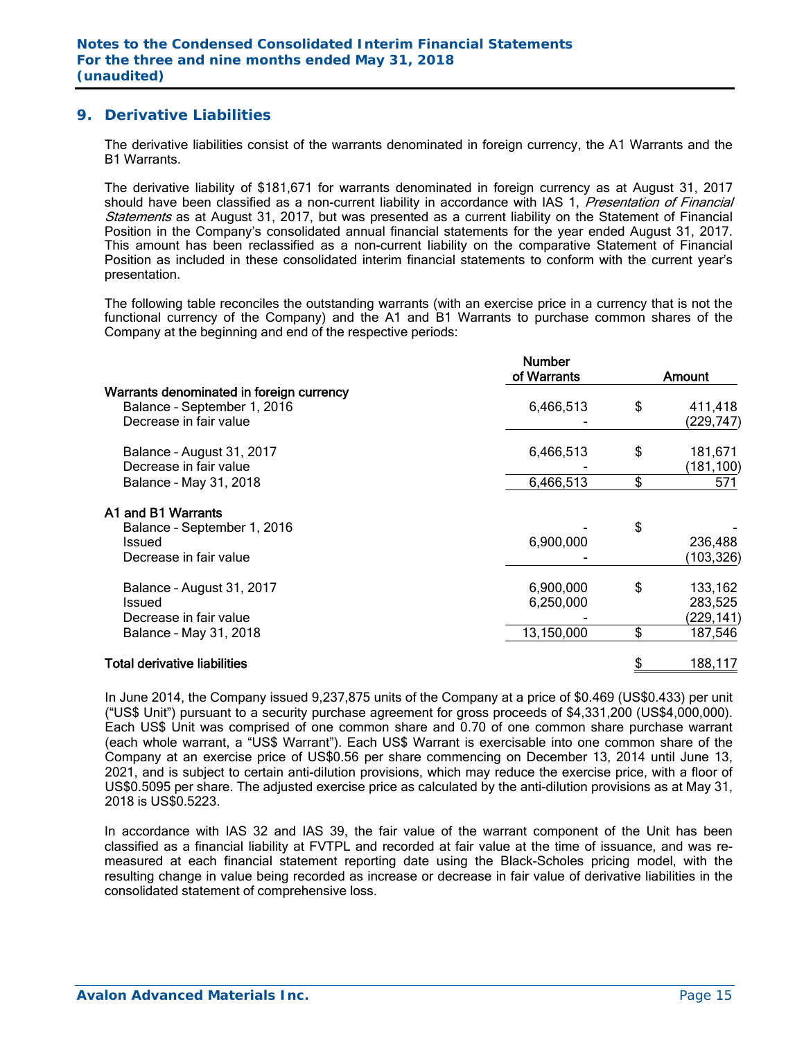## 9. Derivative Liabilities

The derivative liabilities consist of the warrants denominated in foreign currency, the A1 Warrants and the B1 Warrants.

The derivative liability of $181,671 for warrants denominated in foreign currency as at August 31, 2017 should have been classified as a non-current liability in accordance with IAS 1, *Presentation of Financial Statements* as at August 31, 2017, but was presented as a current liability on the Statement of Financial Position in the Company's consolidated annual financial statements for the year ended August 31, 2017. This amount has been reclassified as a non-current liability on the comparative Statement of Financial Position as included in these consolidated interim financial statements to conform with the current year's presentation.

The following table reconciles the outstanding warrants (with an exercise price in a currency that is not the functional currency of the Company) and the A1 and B1 Warrants to purchase common shares of the Company at the beginning and end of the respective periods:

| | Number of Warrants | | Amount |
|---|---|---|---|
| **Warrants denominated in foreign currency** | | | |
| Balance – September 1, 2016 | 6,466,513 | $ | 411,418 |
| Decrease in fair value | - | | (229,747) |
| Balance – August 31, 2017 | 6,466,513 | $ | 181,671 |
| Decrease in fair value | - | | (181,100) |
| Balance – May 31, 2018 | 6,466,513 | $ | 571 |
| **A1 and B1 Warrants** | | | |
| Balance – September 1, 2016 | - | $ | - |
| Issued | 6,900,000 | | 236,488 |
| Decrease in fair value | - | | (103,326) |
| Balance – August 31, 2017 | 6,900,000 | $ | 133,162 |
| Issued | 6,250,000 | | 283,525 |
| Decrease in fair value | - | | (229,141) |
| Balance – May 31, 2018 | 13,150,000 | $ | 187,546 |
| **Total derivative liabilities** | | $ | 188,117 |

In June 2014, the Company issued 9,237,875 units of the Company at a price of $0.469 (US$0.433) per unit ("US$ Unit") pursuant to a security purchase agreement for gross proceeds of $4,331,200 (US$4,000,000). Each US$ Unit was comprised of one common share and 0.70 of one common share purchase warrant (each whole warrant, a "US$ Warrant"). Each US$ Warrant is exercisable into one common share of the Company at an exercise price of US$0.56 per share commencing on December 13, 2014 until June 13, 2021, and is subject to certain anti-dilution provisions, which may reduce the exercise price, with a floor of US$0.5095 per share. The adjusted exercise price as calculated by the anti-dilution provisions as at May 31, 2018 is US$0.5223.

In accordance with IAS 32 and IAS 39, the fair value of the warrant component of the Unit has been classified as a financial liability at FVTPL and recorded at fair value at the time of issuance, and was re-measured at each financial statement reporting date using the Black-Scholes pricing model, with the resulting change in value being recorded as increase or decrease in fair value of derivative liabilities in the consolidated statement of comprehensive loss.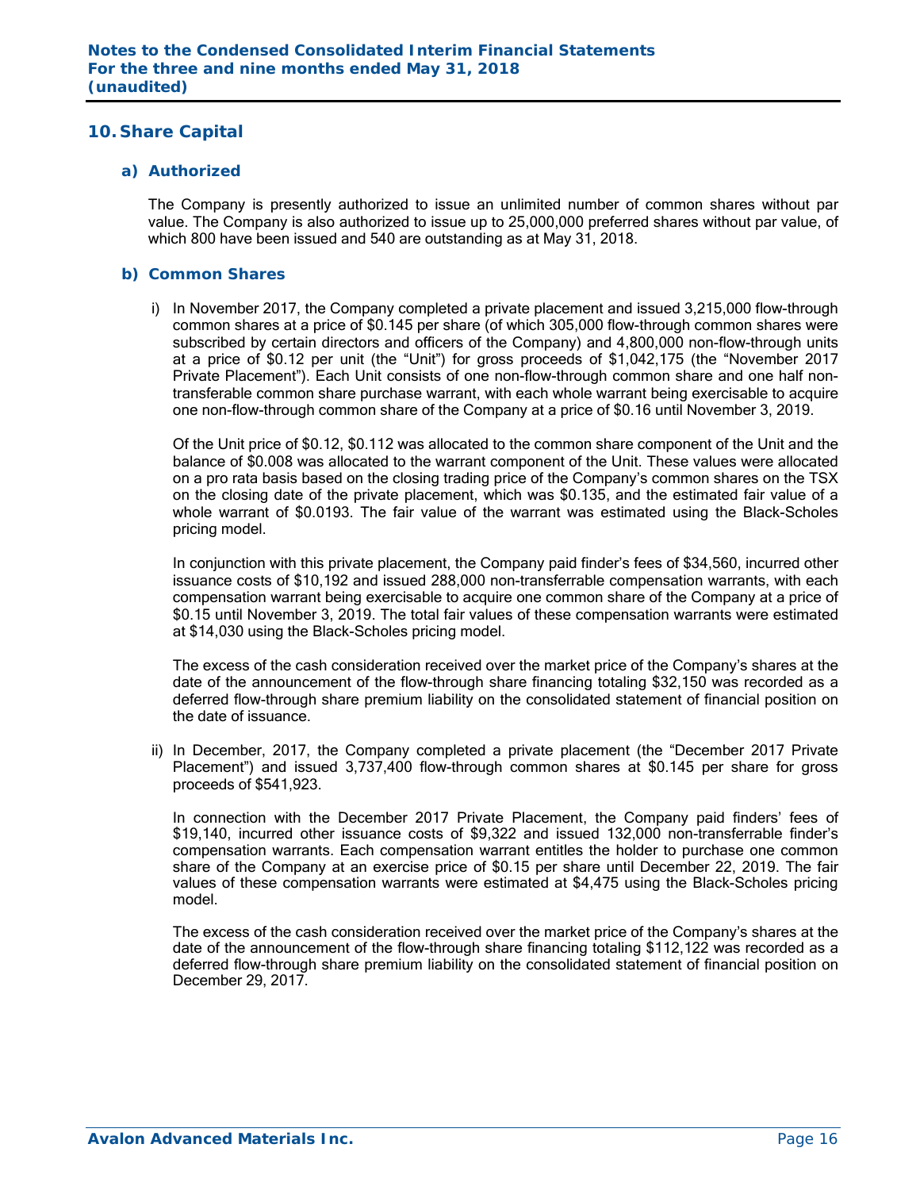## 10. Share Capital

### a) Authorized

The Company is presently authorized to issue an unlimited number of common shares without par value. The Company is also authorized to issue up to 25,000,000 preferred shares without par value, of which 800 have been issued and 540 are outstanding as at May 31, 2018.

### b) Common Shares

i) In November 2017, the Company completed a private placement and issued 3,215,000 flow-through common shares at a price of $0.145 per share (of which 305,000 flow-through common shares were subscribed by certain directors and officers of the Company) and 4,800,000 non-flow-through units at a price of $0.12 per unit (the "Unit") for gross proceeds of $1,042,175 (the "November 2017 Private Placement"). Each Unit consists of one non-flow-through common share and one half non-transferable common share purchase warrant, with each whole warrant being exercisable to acquire one non-flow-through common share of the Company at a price of $0.16 until November 3, 2019.

Of the Unit price of $0.12, $0.112 was allocated to the common share component of the Unit and the balance of $0.008 was allocated to the warrant component of the Unit. These values were allocated on a pro rata basis based on the closing trading price of the Company's common shares on the TSX on the closing date of the private placement, which was $0.135, and the estimated fair value of a whole warrant of $0.0193. The fair value of the warrant was estimated using the Black-Scholes pricing model.

In conjunction with this private placement, the Company paid finder's fees of $34,560, incurred other issuance costs of $10,192 and issued 288,000 non-transferrable compensation warrants, with each compensation warrant being exercisable to acquire one common share of the Company at a price of $0.15 until November 3, 2019. The total fair values of these compensation warrants were estimated at $14,030 using the Black-Scholes pricing model.

The excess of the cash consideration received over the market price of the Company's shares at the date of the announcement of the flow-through share financing totaling $32,150 was recorded as a deferred flow-through share premium liability on the consolidated statement of financial position on the date of issuance.

ii) In December, 2017, the Company completed a private placement (the "December 2017 Private Placement") and issued 3,737,400 flow-through common shares at $0.145 per share for gross proceeds of $541,923.

In connection with the December 2017 Private Placement, the Company paid finders' fees of $19,140, incurred other issuance costs of $9,322 and issued 132,000 non-transferrable finder's compensation warrants. Each compensation warrant entitles the holder to purchase one common share of the Company at an exercise price of $0.15 per share until December 22, 2019. The fair values of these compensation warrants were estimated at $4,475 using the Black-Scholes pricing model.

The excess of the cash consideration received over the market price of the Company's shares at the date of the announcement of the flow-through share financing totaling $112,122 was recorded as a deferred flow-through share premium liability on the consolidated statement of financial position on December 29, 2017.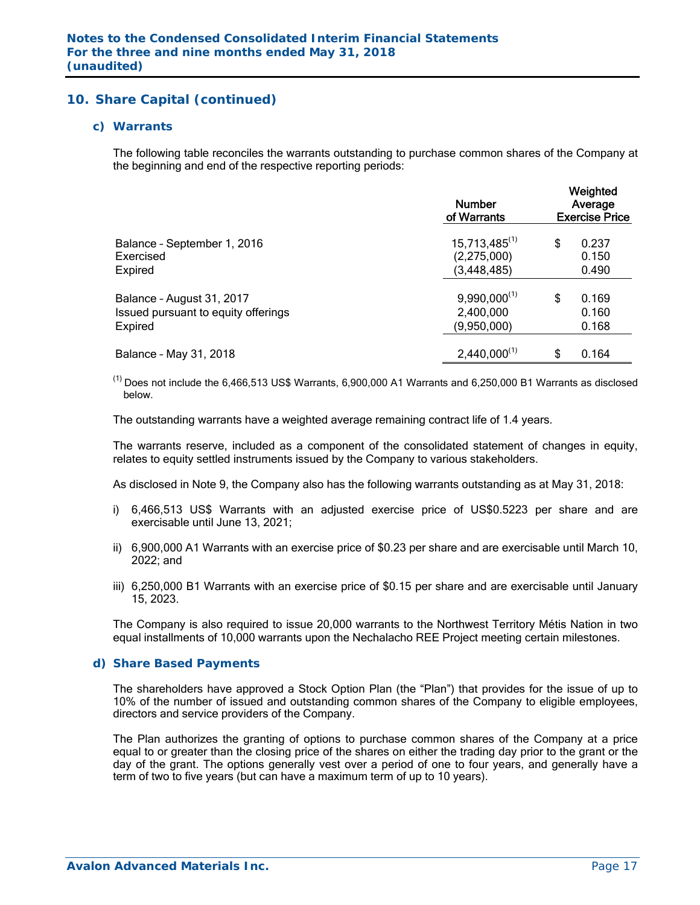## 10. Share Capital (continued)

### c) Warrants

The following table reconciles the warrants outstanding to purchase common shares of the Company at the beginning and end of the respective reporting periods:

| | Number of Warrants | Weighted Average Exercise Price |
|---|---|---|
| Balance – September 1, 2016 | 15,713,485[(1)] | $ 0.237 |
| Exercised | (2,275,000) | 0.150 |
| Expired | (3,448,485) | 0.490 |
| Balance – August 31, 2017 | 9,990,000[(1)] | $ 0.169 |
| Issued pursuant to equity offerings | 2,400,000 | 0.160 |
| Expired | (9,950,000) | 0.168 |
| Balance – May 31, 2018 | 2,440,000[(1)] | $ 0.164 |

[(1)] Does not include the 6,466,513 US$ Warrants, 6,900,000 A1 Warrants and 6,250,000 B1 Warrants as disclosed below.

The outstanding warrants have a weighted average remaining contract life of 1.4 years.

The warrants reserve, included as a component of the consolidated statement of changes in equity, relates to equity settled instruments issued by the Company to various stakeholders.

As disclosed in Note 9, the Company also has the following warrants outstanding as at May 31, 2018:

i) 6,466,513 US$ Warrants with an adjusted exercise price of US$0.5223 per share and are exercisable until June 13, 2021;

ii) 6,900,000 A1 Warrants with an exercise price of $0.23 per share and are exercisable until March 10, 2022; and

iii) 6,250,000 B1 Warrants with an exercise price of $0.15 per share and are exercisable until January 15, 2023.

The Company is also required to issue 20,000 warrants to the Northwest Territory Métis Nation in two equal installments of 10,000 warrants upon the Nechalacho REE Project meeting certain milestones.

### d) Share Based Payments

The shareholders have approved a Stock Option Plan (the "Plan") that provides for the issue of up to 10% of the number of issued and outstanding common shares of the Company to eligible employees, directors and service providers of the Company.

The Plan authorizes the granting of options to purchase common shares of the Company at a price equal to or greater than the closing price of the shares on either the trading day prior to the grant or the day of the grant. The options generally vest over a period of one to four years, and generally have a term of two to five years (but can have a maximum term of up to 10 years).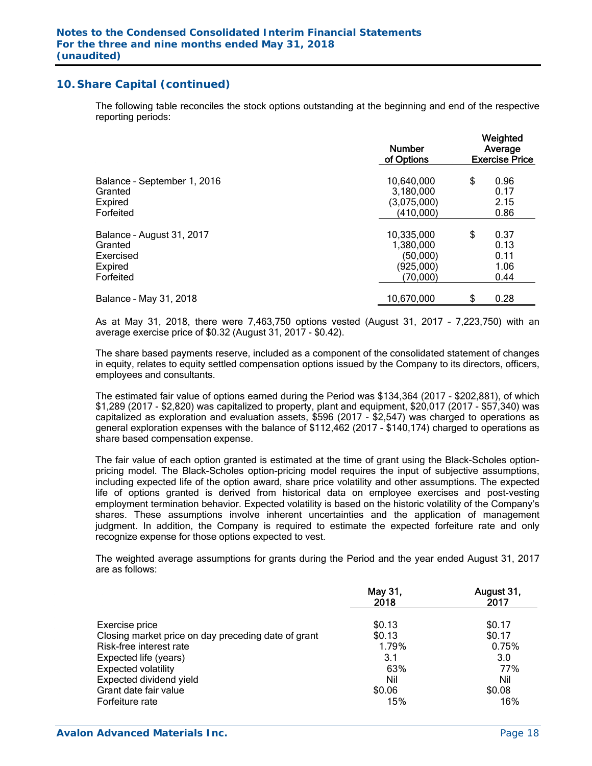## 10. Share Capital (continued)

The following table reconciles the stock options outstanding at the beginning and end of the respective reporting periods:

| | Number of Options | Weighted Average Exercise Price |
|---|---|---|
| Balance – September 1, 2016 | 10,640,000 | $ 0.96 |
| Granted | 3,180,000 | 0.17 |
| Expired | (3,075,000) | 2.15 |
| Forfeited | (410,000) | 0.86 |
| Balance – August 31, 2017 | 10,335,000 | $ 0.37 |
| Granted | 1,380,000 | 0.13 |
| Exercised | (50,000) | 0.11 |
| Expired | (925,000) | 1.06 |
| Forfeited | (70,000) | 0.44 |
| Balance – May 31, 2018 | 10,670,000 | $ 0.28 |

As at May 31, 2018, there were 7,463,750 options vested (August 31, 2017 – 7,223,750) with an average exercise price of $0.32 (August 31, 2017 - $0.42).

The share based payments reserve, included as a component of the consolidated statement of changes in equity, relates to equity settled compensation options issued by the Company to its directors, officers, employees and consultants.

The estimated fair value of options earned during the Period was $134,364 (2017 - $202,881), of which $1,289 (2017 - $2,820) was capitalized to property, plant and equipment, $20,017 (2017 - $57,340) was capitalized as exploration and evaluation assets, $596 (2017 - $2,547) was charged to operations as general exploration expenses with the balance of $112,462 (2017 - $140,174) charged to operations as share based compensation expense.

The fair value of each option granted is estimated at the time of grant using the Black-Scholes option-pricing model. The Black-Scholes option-pricing model requires the input of subjective assumptions, including expected life of the option award, share price volatility and other assumptions. The expected life of options granted is derived from historical data on employee exercises and post-vesting employment termination behavior. Expected volatility is based on the historic volatility of the Company's shares. These assumptions involve inherent uncertainties and the application of management judgment. In addition, the Company is required to estimate the expected forfeiture rate and only recognize expense for those options expected to vest.

The weighted average assumptions for grants during the Period and the year ended August 31, 2017 are as follows:

| | May 31, 2018 | August 31, 2017 |
|---|---|---|
| Exercise price | $0.13 | $0.17 |
| Closing market price on day preceding date of grant | $0.13 | $0.17 |
| Risk-free interest rate | 1.79% | 0.75% |
| Expected life (years) | 3.1 | 3.0 |
| Expected volatility | 63% | 77% |
| Expected dividend yield | Nil | Nil |
| Grant date fair value | $0.06 | $0.08 |
| Forfeiture rate | 15% | 16% |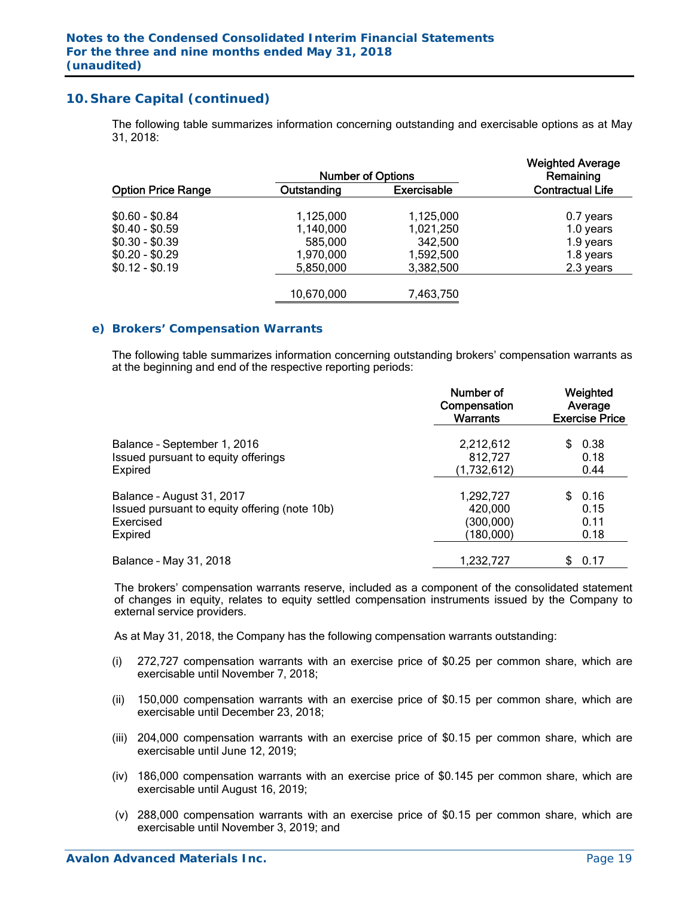## 10. Share Capital (continued)

The following table summarizes information concerning outstanding and exercisable options as at May 31, 2018:

| Option Price Range | Number of Options Outstanding | Number of Options Exercisable | Weighted Average Remaining Contractual Life |
|---|---|---|---|
| $0.60 - $0.84 | 1,125,000 | 1,125,000 | 0.7 years |
| $0.40 - $0.59 | 1,140,000 | 1,021,250 | 1.0 years |
| $0.30 - $0.39 | 585,000 | 342,500 | 1.9 years |
| $0.20 - $0.29 | 1,970,000 | 1,592,500 | 1.8 years |
| $0.12 - $0.19 | 5,850,000 | 3,382,500 | 2.3 years |
| | 10,670,000 | 7,463,750 | |

### e) Brokers' Compensation Warrants

The following table summarizes information concerning outstanding brokers' compensation warrants as at the beginning and end of the respective reporting periods:

| | Number of Compensation Warrants | Weighted Average Exercise Price |
|---|---|---|
| Balance – September 1, 2016 | 2,212,612 | $ 0.38 |
| Issued pursuant to equity offerings | 812,727 | 0.18 |
| Expired | (1,732,612) | 0.44 |
| Balance – August 31, 2017 | 1,292,727 | $ 0.16 |
| Issued pursuant to equity offering (note 10b) | 420,000 | 0.15 |
| Exercised | (300,000) | 0.11 |
| Expired | (180,000) | 0.18 |
| Balance – May 31, 2018 | 1,232,727 | $ 0.17 |

The brokers' compensation warrants reserve, included as a component of the consolidated statement of changes in equity, relates to equity settled compensation instruments issued by the Company to external service providers.

As at May 31, 2018, the Company has the following compensation warrants outstanding:

(i) 272,727 compensation warrants with an exercise price of $0.25 per common share, which are exercisable until November 7, 2018;

(ii) 150,000 compensation warrants with an exercise price of $0.15 per common share, which are exercisable until December 23, 2018;

(iii) 204,000 compensation warrants with an exercise price of $0.15 per common share, which are exercisable until June 12, 2019;

(iv) 186,000 compensation warrants with an exercise price of $0.145 per common share, which are exercisable until August 16, 2019;

(v) 288,000 compensation warrants with an exercise price of $0.15 per common share, which are exercisable until November 3, 2019; and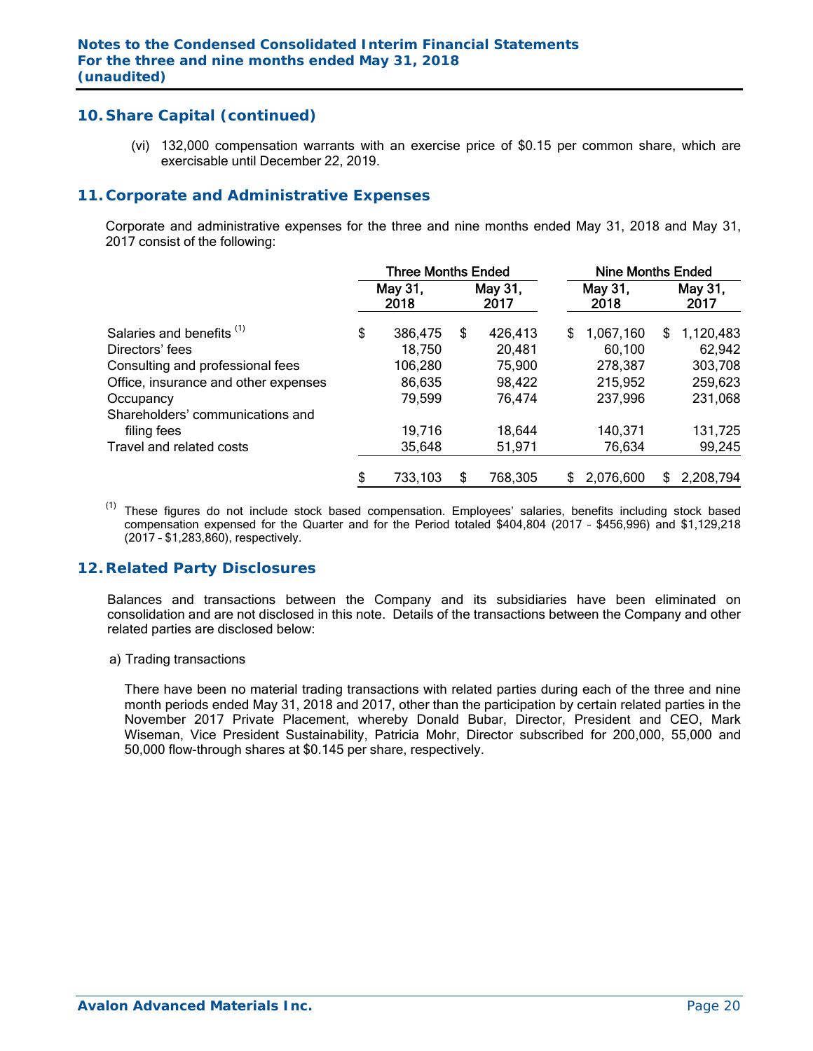## 10. Share Capital (continued)

(vi) 132,000 compensation warrants with an exercise price of $0.15 per common share, which are exercisable until December 22, 2019.

## 11. Corporate and Administrative Expenses

Corporate and administrative expenses for the three and nine months ended May 31, 2018 and May 31, 2017 consist of the following:

| | Three Months Ended | | Nine Months Ended | |
|---|---|---|---|---|
| | May 31, 2018 | May 31, 2017 | May 31, 2018 | May 31, 2017 |
| Salaries and benefits [(1)] | $ 386,475 | $ 426,413 | $ 1,067,160 | $ 1,120,483 |
| Directors' fees | 18,750 | 20,481 | 60,100 | 62,942 |
| Consulting and professional fees | 106,280 | 75,900 | 278,387 | 303,708 |
| Office, insurance and other expenses | 86,635 | 98,422 | 215,952 | 259,623 |
| Occupancy | 79,599 | 76,474 | 237,996 | 231,068 |
| Shareholders' communications and filing fees | 19,716 | 18,644 | 140,371 | 131,725 |
| Travel and related costs | 35,648 | 51,971 | 76,634 | 99,245 |
| | $ 733,103 | $ 768,305 | $ 2,076,600 | $ 2,208,794 |

[(1)] These figures do not include stock based compensation. Employees' salaries, benefits including stock based compensation expensed for the Quarter and for the Period totaled $404,804 (2017 – $456,996) and $1,129,218 (2017 – $1,283,860), respectively.

## 12. Related Party Disclosures

Balances and transactions between the Company and its subsidiaries have been eliminated on consolidation and are not disclosed in this note. Details of the transactions between the Company and other related parties are disclosed below:

a) Trading transactions

There have been no material trading transactions with related parties during each of the three and nine month periods ended May 31, 2018 and 2017, other than the participation by certain related parties in the November 2017 Private Placement, whereby Donald Bubar, Director, President and CEO, Mark Wiseman, Vice President Sustainability, Patricia Mohr, Director subscribed for 200,000, 55,000 and 50,000 flow-through shares at $0.145 per share, respectively.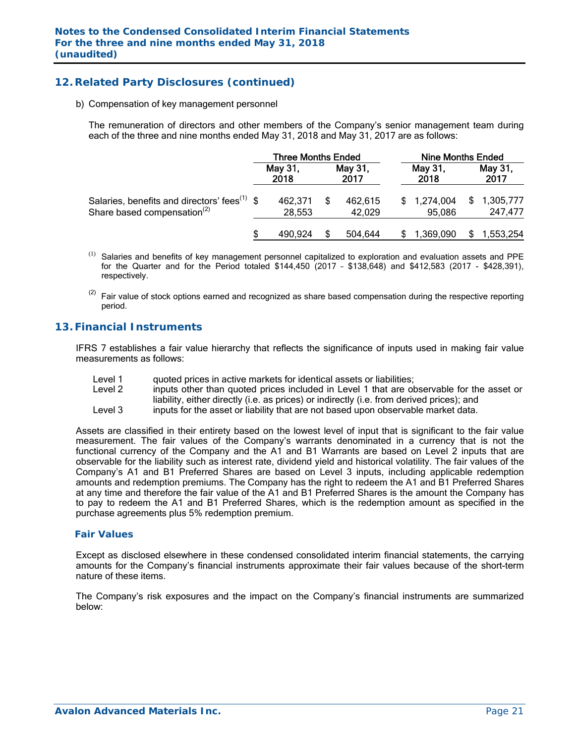## 12. Related Party Disclosures (continued)

b) Compensation of key management personnel

The remuneration of directors and other members of the Company's senior management team during each of the three and nine months ended May 31, 2018 and May 31, 2017 are as follows:

| | Three Months Ended | | Nine Months Ended | |
|---|---|---|---|---|
| | May 31, 2018 | May 31, 2017 | May 31, 2018 | May 31, 2017 |
| Salaries, benefits and directors' fees[(1)] | $ 462,371 | $ 462,615 | $ 1,274,004 | $ 1,305,777 |
| Share based compensation[(2)] | 28,553 | 42,029 | 95,086 | 247,477 |
| | $ 490,924 | $ 504,644 | $ 1,369,090 | $ 1,553,254 |

(1) Salaries and benefits of key management personnel capitalized to exploration and evaluation assets and PPE for the Quarter and for the Period totaled $144,450 (2017 - $138,648) and $412,583 (2017 - $428,391), respectively.

(2) Fair value of stock options earned and recognized as share based compensation during the respective reporting period.

## 13. Financial Instruments

IFRS 7 establishes a fair value hierarchy that reflects the significance of inputs used in making fair value measurements as follows:

- Level 1 quoted prices in active markets for identical assets or liabilities;
- Level 2 inputs other than quoted prices included in Level 1 that are observable for the asset or liability, either directly (i.e. as prices) or indirectly (i.e. from derived prices); and
- Level 3 inputs for the asset or liability that are not based upon observable market data.

Assets are classified in their entirety based on the lowest level of input that is significant to the fair value measurement. The fair values of the Company's warrants denominated in a currency that is not the functional currency of the Company and the A1 and B1 Warrants are based on Level 2 inputs that are observable for the liability such as interest rate, dividend yield and historical volatility. The fair values of the Company's A1 and B1 Preferred Shares are based on Level 3 inputs, including applicable redemption amounts and redemption premiums. The Company has the right to redeem the A1 and B1 Preferred Shares at any time and therefore the fair value of the A1 and B1 Preferred Shares is the amount the Company has to pay to redeem the A1 and B1 Preferred Shares, which is the redemption amount as specified in the purchase agreements plus 5% redemption premium.

### Fair Values

Except as disclosed elsewhere in these condensed consolidated interim financial statements, the carrying amounts for the Company's financial instruments approximate their fair values because of the short-term nature of these items.

The Company's risk exposures and the impact on the Company's financial instruments are summarized below: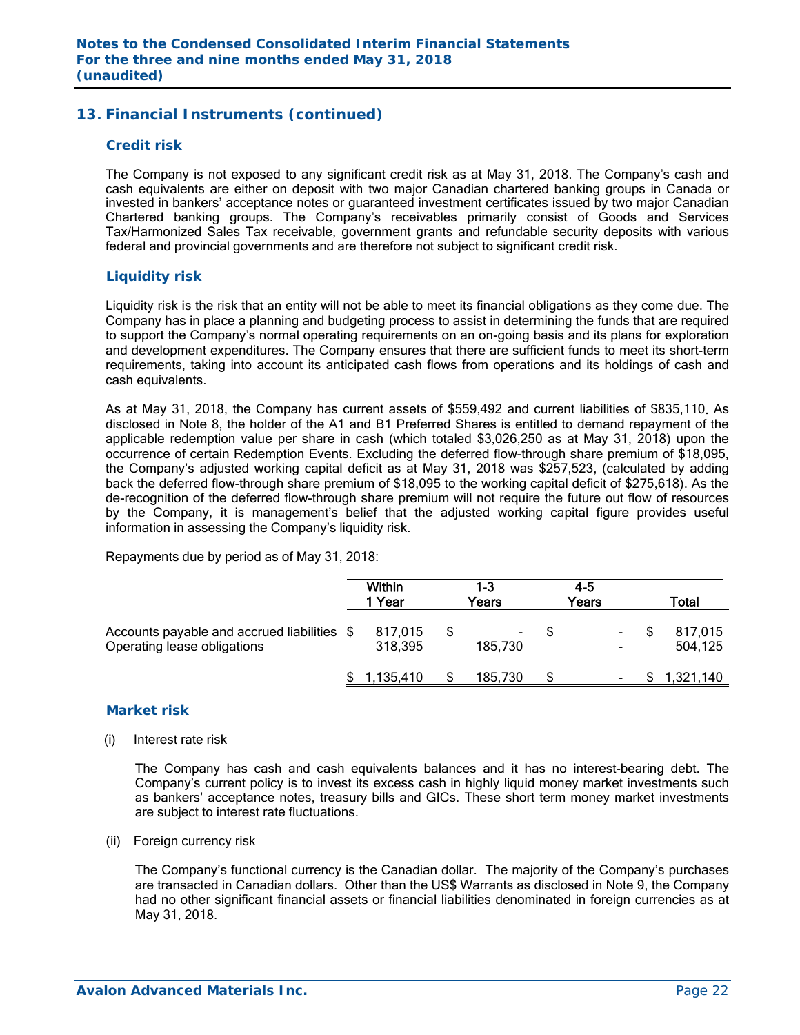## 13. Financial Instruments (continued)

### Credit risk

The Company is not exposed to any significant credit risk as at May 31, 2018. The Company's cash and cash equivalents are either on deposit with two major Canadian chartered banking groups in Canada or invested in bankers' acceptance notes or guaranteed investment certificates issued by two major Canadian Chartered banking groups. The Company's receivables primarily consist of Goods and Services Tax/Harmonized Sales Tax receivable, government grants and refundable security deposits with various federal and provincial governments and are therefore not subject to significant credit risk.

### Liquidity risk

Liquidity risk is the risk that an entity will not be able to meet its financial obligations as they come due. The Company has in place a planning and budgeting process to assist in determining the funds that are required to support the Company's normal operating requirements on an on-going basis and its plans for exploration and development expenditures. The Company ensures that there are sufficient funds to meet its short-term requirements, taking into account its anticipated cash flows from operations and its holdings of cash and cash equivalents.

As at May 31, 2018, the Company has current assets of $559,492 and current liabilities of $835,110. As disclosed in Note 8, the holder of the A1 and B1 Preferred Shares is entitled to demand repayment of the applicable redemption value per share in cash (which totaled $3,026,250 as at May 31, 2018) upon the occurrence of certain Redemption Events. Excluding the deferred flow-through share premium of $18,095, the Company's adjusted working capital deficit as at May 31, 2018 was $257,523, (calculated by adding back the deferred flow-through share premium of $18,095 to the working capital deficit of $275,618). As the de-recognition of the deferred flow-through share premium will not require the future out flow of resources by the Company, it is management's belief that the adjusted working capital figure provides useful information in assessing the Company's liquidity risk.

Repayments due by period as of May 31, 2018:

| | Within 1 Year | 1-3 Years | 4-5 Years | Total |
|---|---|---|---|---|
| Accounts payable and accrued liabilities | $ 817,015 | $ - | $ - | $ 817,015 |
| Operating lease obligations | 318,395 | 185,730 | - | 504,125 |
| | $ 1,135,410 | $ 185,730 | $ - | $ 1,321,140 |

### Market risk

(i) Interest rate risk

The Company has cash and cash equivalents balances and it has no interest-bearing debt. The Company's current policy is to invest its excess cash in highly liquid money market investments such as bankers' acceptance notes, treasury bills and GICs. These short term money market investments are subject to interest rate fluctuations.

(ii) Foreign currency risk

The Company's functional currency is the Canadian dollar. The majority of the Company's purchases are transacted in Canadian dollars. Other than the US$ Warrants as disclosed in Note 9, the Company had no other significant financial assets or financial liabilities denominated in foreign currencies as at May 31, 2018.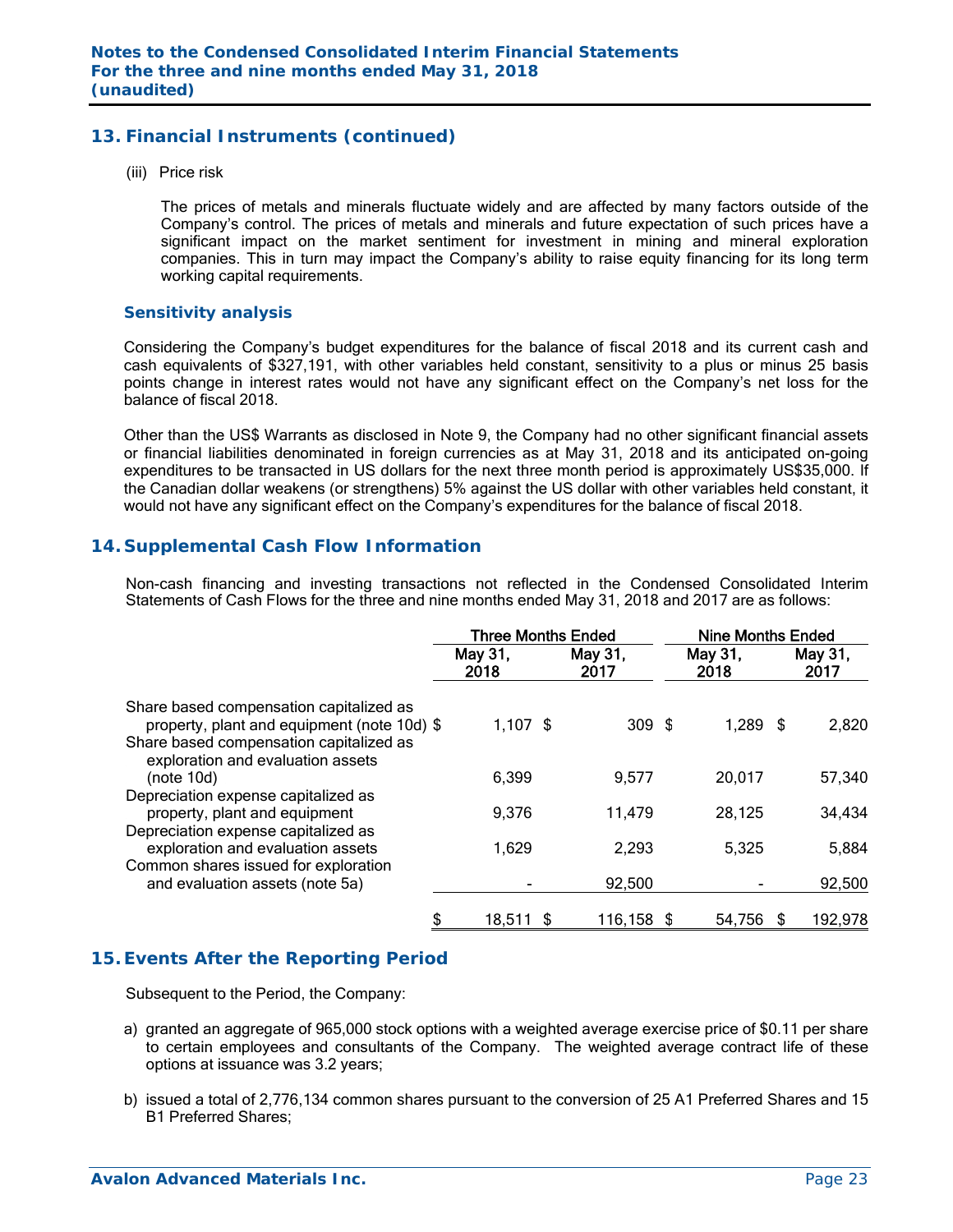## 13. Financial Instruments (continued)

(iii) Price risk

The prices of metals and minerals fluctuate widely and are affected by many factors outside of the Company's control. The prices of metals and minerals and future expectation of such prices have a significant impact on the market sentiment for investment in mining and mineral exploration companies. This in turn may impact the Company's ability to raise equity financing for its long term working capital requirements.

### Sensitivity analysis

Considering the Company's budget expenditures for the balance of fiscal 2018 and its current cash and cash equivalents of $327,191, with other variables held constant, sensitivity to a plus or minus 25 basis points change in interest rates would not have any significant effect on the Company's net loss for the balance of fiscal 2018.

Other than the US$ Warrants as disclosed in Note 9, the Company had no other significant financial assets or financial liabilities denominated in foreign currencies as at May 31, 2018 and its anticipated on-going expenditures to be transacted in US dollars for the next three month period is approximately US$35,000. If the Canadian dollar weakens (or strengthens) 5% against the US dollar with other variables held constant, it would not have any significant effect on the Company's expenditures for the balance of fiscal 2018.

## 14. Supplemental Cash Flow Information

Non-cash financing and investing transactions not reflected in the Condensed Consolidated Interim Statements of Cash Flows for the three and nine months ended May 31, 2018 and 2017 are as follows:

| | Three Months Ended | | Nine Months Ended | |
|---|---|---|---|---|
| | May 31, 2018 | May 31, 2017 | May 31, 2018 | May 31, 2017 |
| Share based compensation capitalized as property, plant and equipment (note 10d) | $ 1,107 | $ 309 | $ 1,289 | $ 2,820 |
| Share based compensation capitalized as exploration and evaluation assets (note 10d) | 6,399 | 9,577 | 20,017 | 57,340 |
| Depreciation expense capitalized as property, plant and equipment | 9,376 | 11,479 | 28,125 | 34,434 |
| Depreciation expense capitalized as exploration and evaluation assets | 1,629 | 2,293 | 5,325 | 5,884 |
| Common shares issued for exploration and evaluation assets (note 5a) | - | 92,500 | - | 92,500 |
| | $ 18,511 | $ 116,158 | $ 54,756 | $ 192,978 |

## 15. Events After the Reporting Period

Subsequent to the Period, the Company:

a) granted an aggregate of 965,000 stock options with a weighted average exercise price of $0.11 per share to certain employees and consultants of the Company. The weighted average contract life of these options at issuance was 3.2 years;

b) issued a total of 2,776,134 common shares pursuant to the conversion of 25 A1 Preferred Shares and 15 B1 Preferred Shares;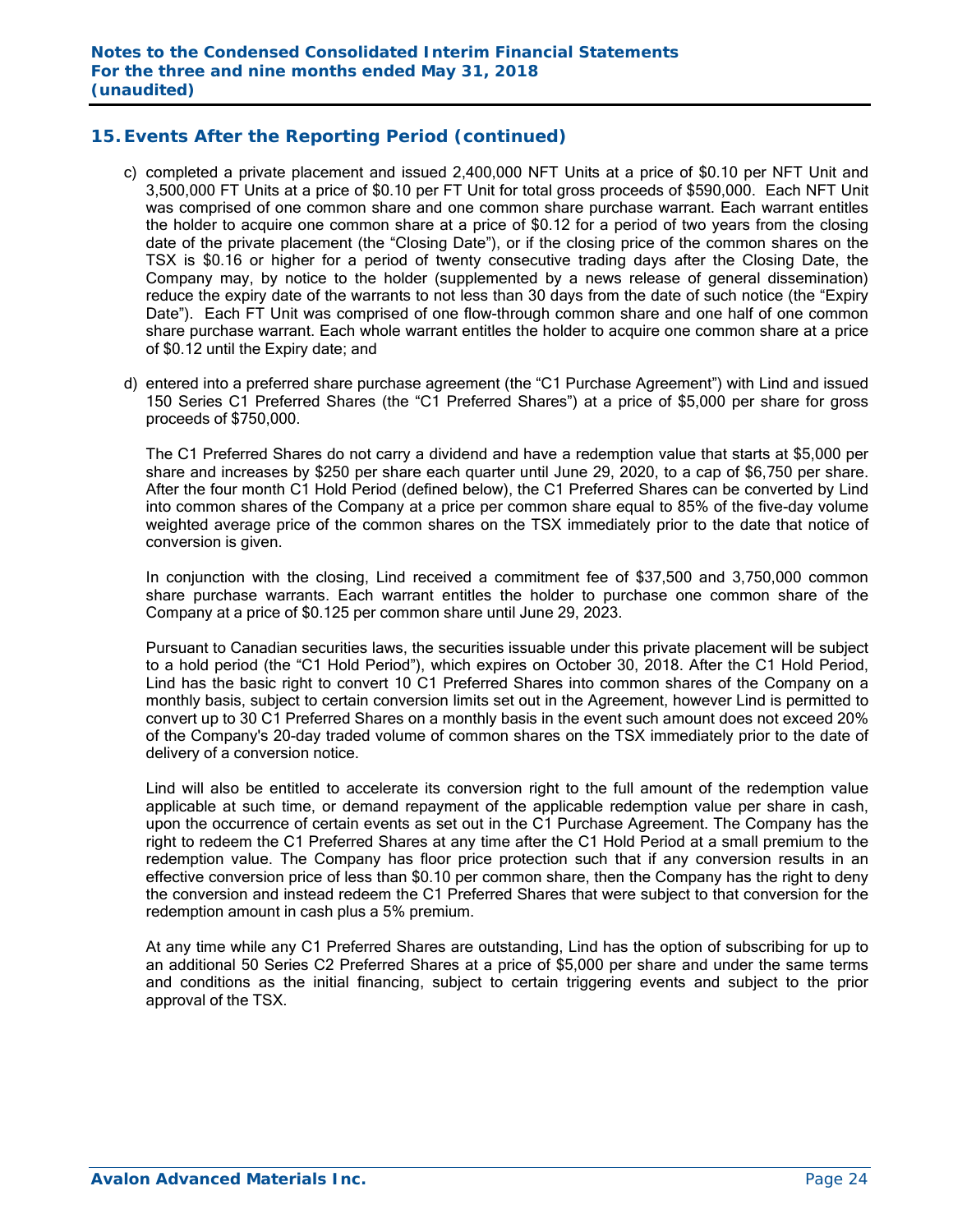## 15. Events After the Reporting Period (continued)

c) completed a private placement and issued 2,400,000 NFT Units at a price of $0.10 per NFT Unit and 3,500,000 FT Units at a price of $0.10 per FT Unit for total gross proceeds of $590,000. Each NFT Unit was comprised of one common share and one common share purchase warrant. Each warrant entitles the holder to acquire one common share at a price of $0.12 for a period of two years from the closing date of the private placement (the "Closing Date"), or if the closing price of the common shares on the TSX is $0.16 or higher for a period of twenty consecutive trading days after the Closing Date, the Company may, by notice to the holder (supplemented by a news release of general dissemination) reduce the expiry date of the warrants to not less than 30 days from the date of such notice (the "Expiry Date"). Each FT Unit was comprised of one flow-through common share and one half of one common share purchase warrant. Each whole warrant entitles the holder to acquire one common share at a price of $0.12 until the Expiry date; and

d) entered into a preferred share purchase agreement (the "C1 Purchase Agreement") with Lind and issued 150 Series C1 Preferred Shares (the "C1 Preferred Shares") at a price of $5,000 per share for gross proceeds of $750,000.

   The C1 Preferred Shares do not carry a dividend and have a redemption value that starts at $5,000 per share and increases by $250 per share each quarter until June 29, 2020, to a cap of $6,750 per share. After the four month C1 Hold Period (defined below), the C1 Preferred Shares can be converted by Lind into common shares of the Company at a price per common share equal to 85% of the five-day volume weighted average price of the common shares on the TSX immediately prior to the date that notice of conversion is given.

   In conjunction with the closing, Lind received a commitment fee of $37,500 and 3,750,000 common share purchase warrants. Each warrant entitles the holder to purchase one common share of the Company at a price of $0.125 per common share until June 29, 2023.

   Pursuant to Canadian securities laws, the securities issuable under this private placement will be subject to a hold period (the "C1 Hold Period"), which expires on October 30, 2018. After the C1 Hold Period, Lind has the basic right to convert 10 C1 Preferred Shares into common shares of the Company on a monthly basis, subject to certain conversion limits set out in the Agreement, however Lind is permitted to convert up to 30 C1 Preferred Shares on a monthly basis in the event such amount does not exceed 20% of the Company's 20-day traded volume of common shares on the TSX immediately prior to the date of delivery of a conversion notice.

   Lind will also be entitled to accelerate its conversion right to the full amount of the redemption value applicable at such time, or demand repayment of the applicable redemption value per share in cash, upon the occurrence of certain events as set out in the C1 Purchase Agreement. The Company has the right to redeem the C1 Preferred Shares at any time after the C1 Hold Period at a small premium to the redemption value. The Company has floor price protection such that if any conversion results in an effective conversion price of less than $0.10 per common share, then the Company has the right to deny the conversion and instead redeem the C1 Preferred Shares that were subject to that conversion for the redemption amount in cash plus a 5% premium.

   At any time while any C1 Preferred Shares are outstanding, Lind has the option of subscribing for up to an additional 50 Series C2 Preferred Shares at a price of $5,000 per share and under the same terms and conditions as the initial financing, subject to certain triggering events and subject to the prior approval of the TSX.